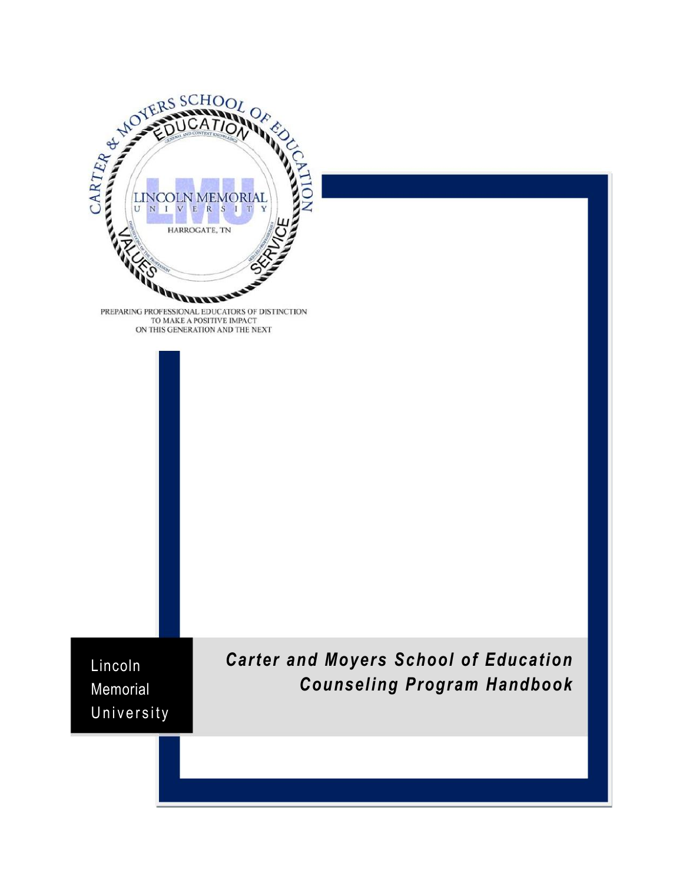CARTER & MOYERS SCHOOL OF EDUCATION

EDUCATION

LINCOLN MEMORIAL UNIVERSITY

HARROGATE, TN

VALUES SERVICE

PREPARING PROFESSIONAL EDUCATORS OF DISTINCTION TO MAKE A POSITIVE IMPACT ON THIS GENERATION AND THE NEXT

Lincoln Memorial University

# *Carter and Moyers School of Education Counseling Program Handbook*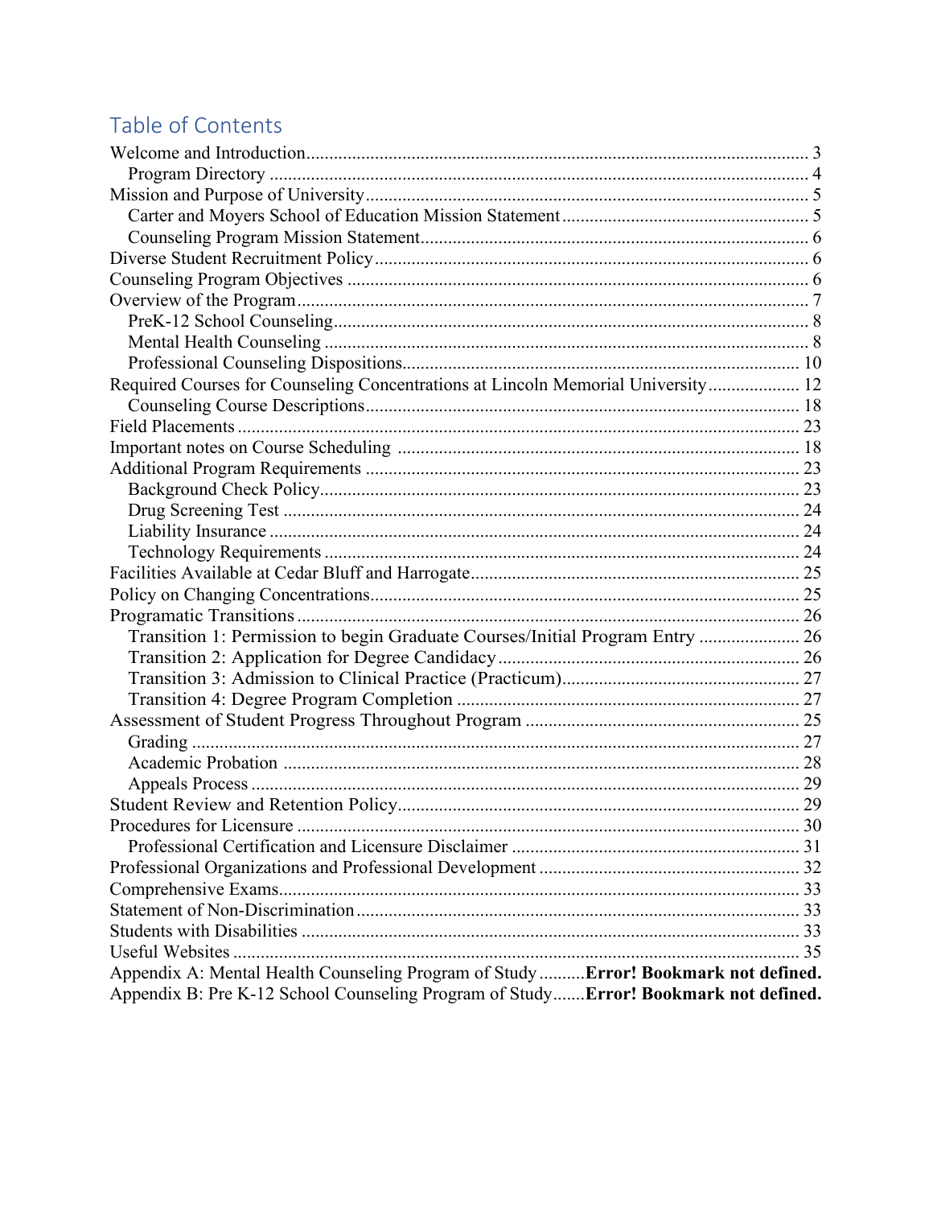## Table of Contents

Welcome and Introduction .......... 3
  Program Directory .......... 4
Mission and Purpose of University .......... 5
  Carter and Moyers School of Education Mission Statement .......... 5
  Counseling Program Mission Statement .......... 6
Diverse Student Recruitment Policy .......... 6
Counseling Program Objectives .......... 6
Overview of the Program .......... 7
  PreK-12 School Counseling .......... 8
  Mental Health Counseling .......... 8
  Professional Counseling Dispositions .......... 10
Required Courses for Counseling Concentrations at Lincoln Memorial University .......... 12
  Counseling Course Descriptions .......... 18
Field Placements .......... 23
Important notes on Course Scheduling .......... 18
Additional Program Requirements .......... 23
  Background Check Policy .......... 23
  Drug Screening Test .......... 24
  Liability Insurance .......... 24
  Technology Requirements .......... 24
Facilities Available at Cedar Bluff and Harrogate .......... 25
Policy on Changing Concentrations .......... 25
Programatic Transitions .......... 26
  Transition 1: Permission to begin Graduate Courses/Initial Program Entry .......... 26
  Transition 2: Application for Degree Candidacy .......... 26
  Transition 3: Admission to Clinical Practice (Practicum) .......... 27
  Transition 4: Degree Program Completion .......... 27
Assessment of Student Progress Throughout Program .......... 25
  Grading .......... 27
  Academic Probation .......... 28
  Appeals Process .......... 29
Student Review and Retention Policy .......... 29
Procedures for Licensure .......... 30
  Professional Certification and Licensure Disclaimer .......... 31
Professional Organizations and Professional Development .......... 32
Comprehensive Exams .......... 33
Statement of Non-Discrimination .......... 33
Students with Disabilities .......... 33
Useful Websites .......... 35
Appendix A: Mental Health Counseling Program of Study .......... **Error! Bookmark not defined.**
Appendix B: Pre K-12 School Counseling Program of Study .......... **Error! Bookmark not defined.**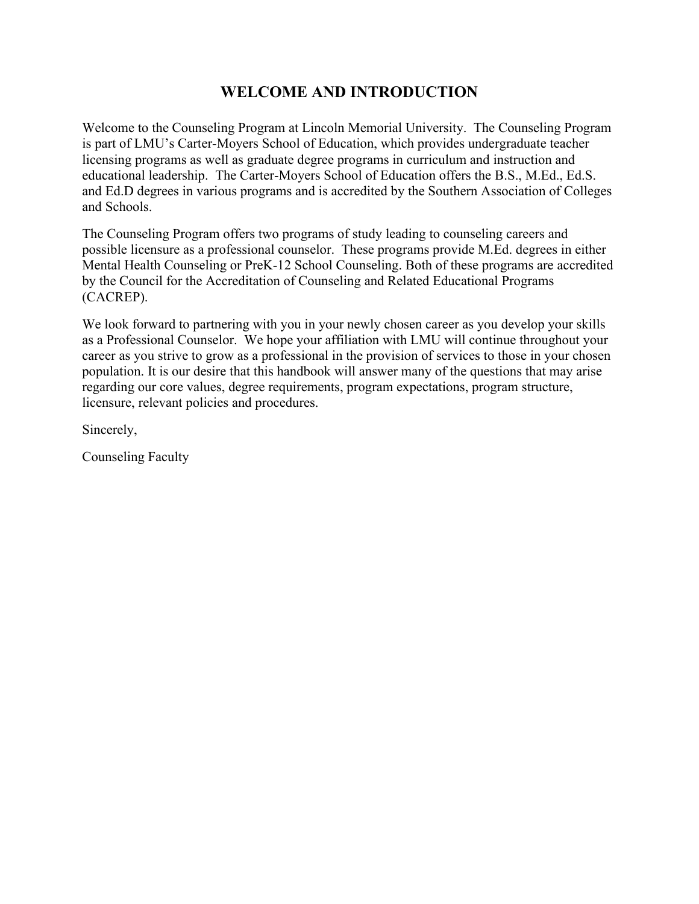# WELCOME AND INTRODUCTION

Welcome to the Counseling Program at Lincoln Memorial University. The Counseling Program is part of LMU's Carter-Moyers School of Education, which provides undergraduate teacher licensing programs as well as graduate degree programs in curriculum and instruction and educational leadership. The Carter-Moyers School of Education offers the B.S., M.Ed., Ed.S. and Ed.D degrees in various programs and is accredited by the Southern Association of Colleges and Schools.

The Counseling Program offers two programs of study leading to counseling careers and possible licensure as a professional counselor. These programs provide M.Ed. degrees in either Mental Health Counseling or PreK-12 School Counseling. Both of these programs are accredited by the Council for the Accreditation of Counseling and Related Educational Programs (CACREP).

We look forward to partnering with you in your newly chosen career as you develop your skills as a Professional Counselor. We hope your affiliation with LMU will continue throughout your career as you strive to grow as a professional in the provision of services to those in your chosen population. It is our desire that this handbook will answer many of the questions that may arise regarding our core values, degree requirements, program expectations, program structure, licensure, relevant policies and procedures.

Sincerely,

Counseling Faculty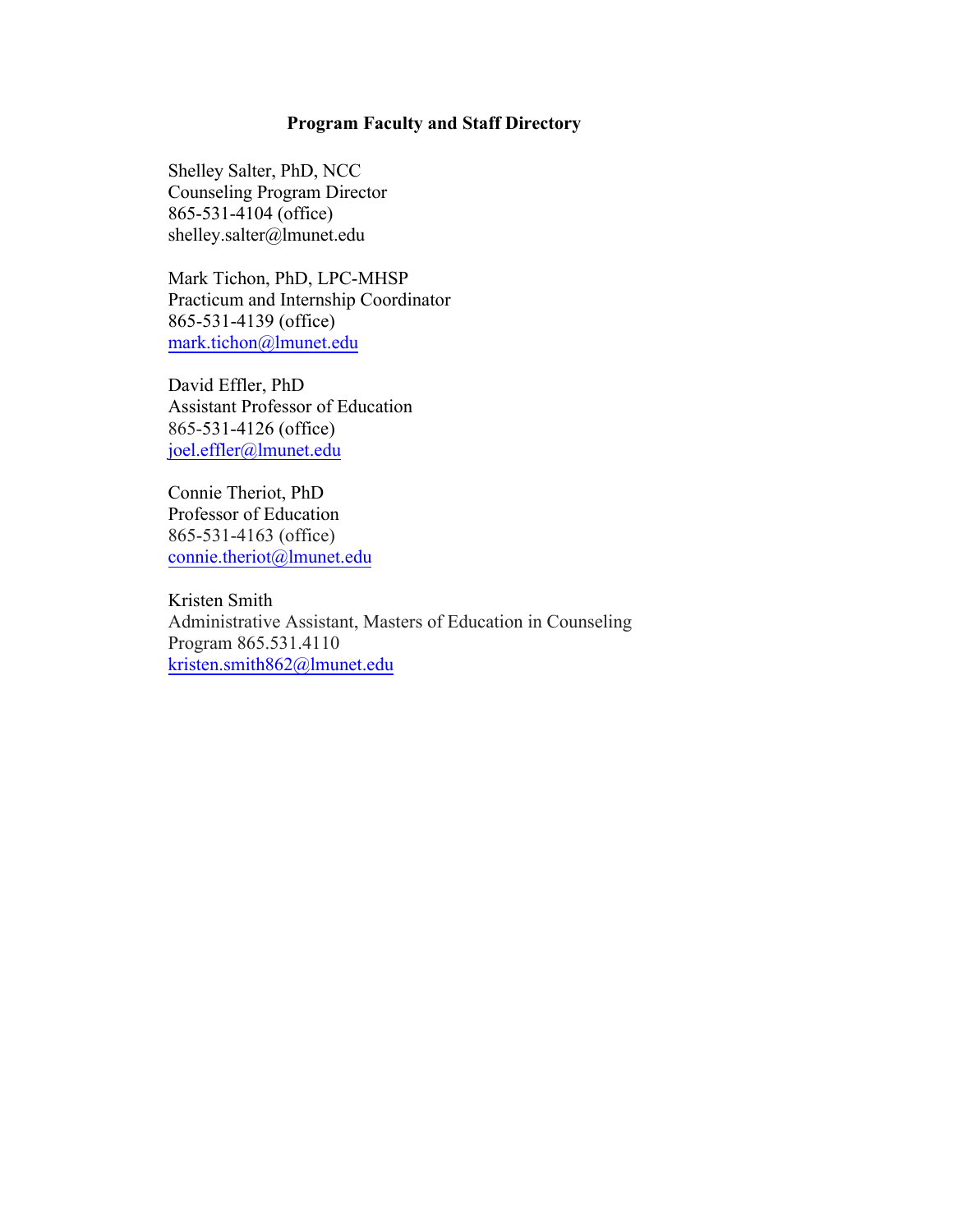## Program Faculty and Staff Directory

Shelley Salter, PhD, NCC
Counseling Program Director
865-531-4104 (office)
shelley.salter@lmunet.edu

Mark Tichon, PhD, LPC-MHSP
Practicum and Internship Coordinator
865-531-4139 (office)
mark.tichon@lmunet.edu

David Effler, PhD
Assistant Professor of Education
865-531-4126 (office)
joel.effler@lmunet.edu

Connie Theriot, PhD
Professor of Education
865-531-4163 (office)
connie.theriot@lmunet.edu

Kristen Smith
Administrative Assistant, Masters of Education in Counseling
Program 865.531.4110
kristen.smith862@lmunet.edu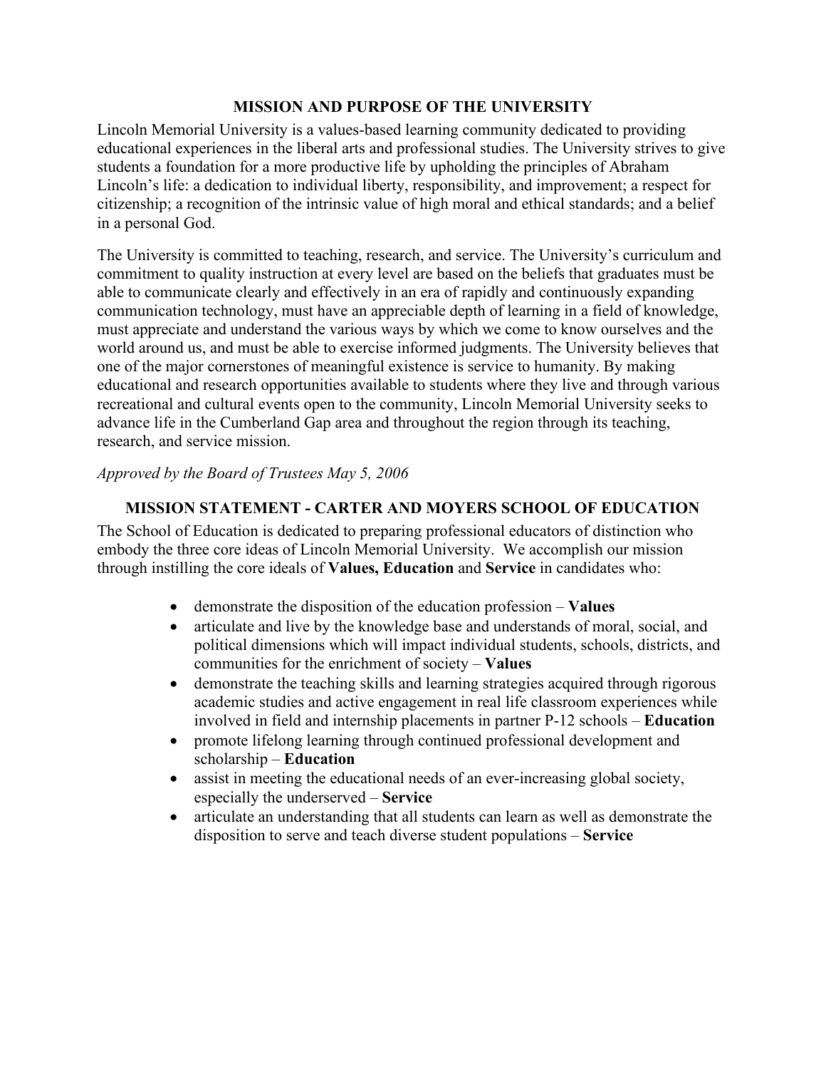## MISSION AND PURPOSE OF THE UNIVERSITY

Lincoln Memorial University is a values-based learning community dedicated to providing educational experiences in the liberal arts and professional studies. The University strives to give students a foundation for a more productive life by upholding the principles of Abraham Lincoln's life: a dedication to individual liberty, responsibility, and improvement; a respect for citizenship; a recognition of the intrinsic value of high moral and ethical standards; and a belief in a personal God.

The University is committed to teaching, research, and service. The University's curriculum and commitment to quality instruction at every level are based on the beliefs that graduates must be able to communicate clearly and effectively in an era of rapidly and continuously expanding communication technology, must have an appreciable depth of learning in a field of knowledge, must appreciate and understand the various ways by which we come to know ourselves and the world around us, and must be able to exercise informed judgments. The University believes that one of the major cornerstones of meaningful existence is service to humanity. By making educational and research opportunities available to students where they live and through various recreational and cultural events open to the community, Lincoln Memorial University seeks to advance life in the Cumberland Gap area and throughout the region through its teaching, research, and service mission.

*Approved by the Board of Trustees May 5, 2006*

## MISSION STATEMENT - CARTER AND MOYERS SCHOOL OF EDUCATION

The School of Education is dedicated to preparing professional educators of distinction who embody the three core ideas of Lincoln Memorial University. We accomplish our mission through instilling the core ideals of **Values, Education** and **Service** in candidates who:

- demonstrate the disposition of the education profession – **Values**
- articulate and live by the knowledge base and understands of moral, social, and political dimensions which will impact individual students, schools, districts, and communities for the enrichment of society – **Values**
- demonstrate the teaching skills and learning strategies acquired through rigorous academic studies and active engagement in real life classroom experiences while involved in field and internship placements in partner P-12 schools – **Education**
- promote lifelong learning through continued professional development and scholarship – **Education**
- assist in meeting the educational needs of an ever-increasing global society, especially the underserved – **Service**
- articulate an understanding that all students can learn as well as demonstrate the disposition to serve and teach diverse student populations – **Service**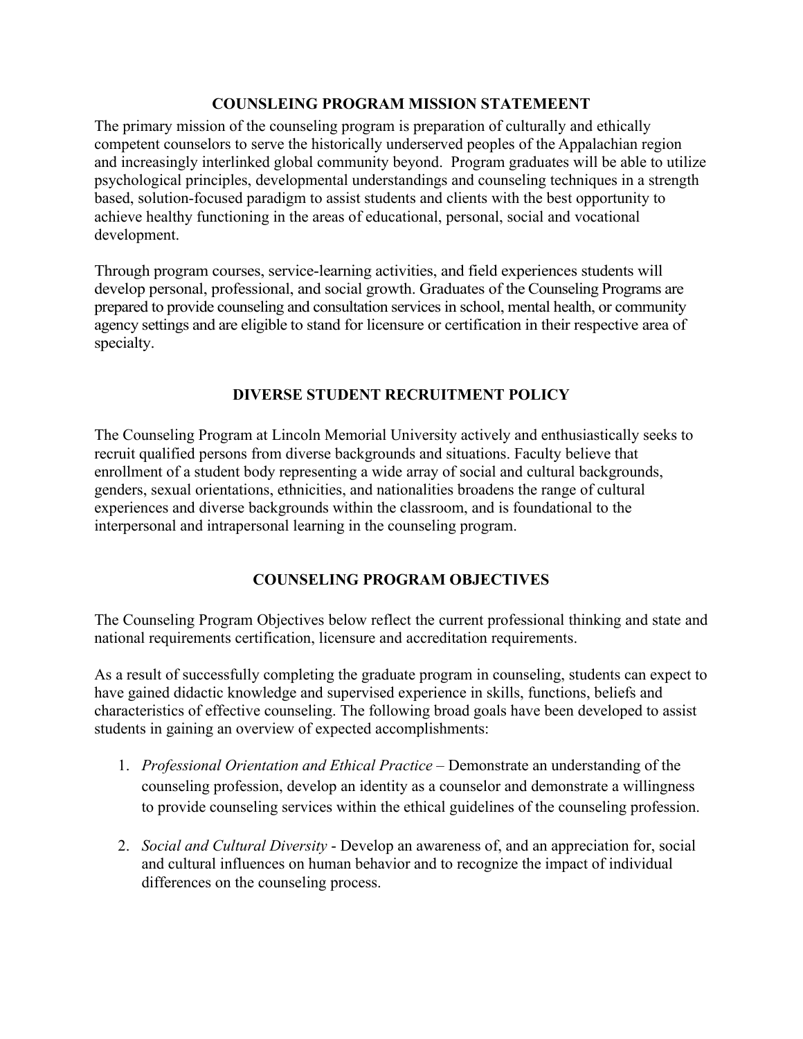## COUNSLEING PROGRAM MISSION STATEMEENT

The primary mission of the counseling program is preparation of culturally and ethically competent counselors to serve the historically underserved peoples of the Appalachian region and increasingly interlinked global community beyond. Program graduates will be able to utilize psychological principles, developmental understandings and counseling techniques in a strength based, solution-focused paradigm to assist students and clients with the best opportunity to achieve healthy functioning in the areas of educational, personal, social and vocational development.

Through program courses, service-learning activities, and field experiences students will develop personal, professional, and social growth. Graduates of the Counseling Programs are prepared to provide counseling and consultation services in school, mental health, or community agency settings and are eligible to stand for licensure or certification in their respective area of specialty.

## DIVERSE STUDENT RECRUITMENT POLICY

The Counseling Program at Lincoln Memorial University actively and enthusiastically seeks to recruit qualified persons from diverse backgrounds and situations. Faculty believe that enrollment of a student body representing a wide array of social and cultural backgrounds, genders, sexual orientations, ethnicities, and nationalities broadens the range of cultural experiences and diverse backgrounds within the classroom, and is foundational to the interpersonal and intrapersonal learning in the counseling program.

## COUNSELING PROGRAM OBJECTIVES

The Counseling Program Objectives below reflect the current professional thinking and state and national requirements certification, licensure and accreditation requirements.

As a result of successfully completing the graduate program in counseling, students can expect to have gained didactic knowledge and supervised experience in skills, functions, beliefs and characteristics of effective counseling. The following broad goals have been developed to assist students in gaining an overview of expected accomplishments:

1. *Professional Orientation and Ethical Practice* – Demonstrate an understanding of the counseling profession, develop an identity as a counselor and demonstrate a willingness to provide counseling services within the ethical guidelines of the counseling profession.

2. *Social and Cultural Diversity* - Develop an awareness of, and an appreciation for, social and cultural influences on human behavior and to recognize the impact of individual differences on the counseling process.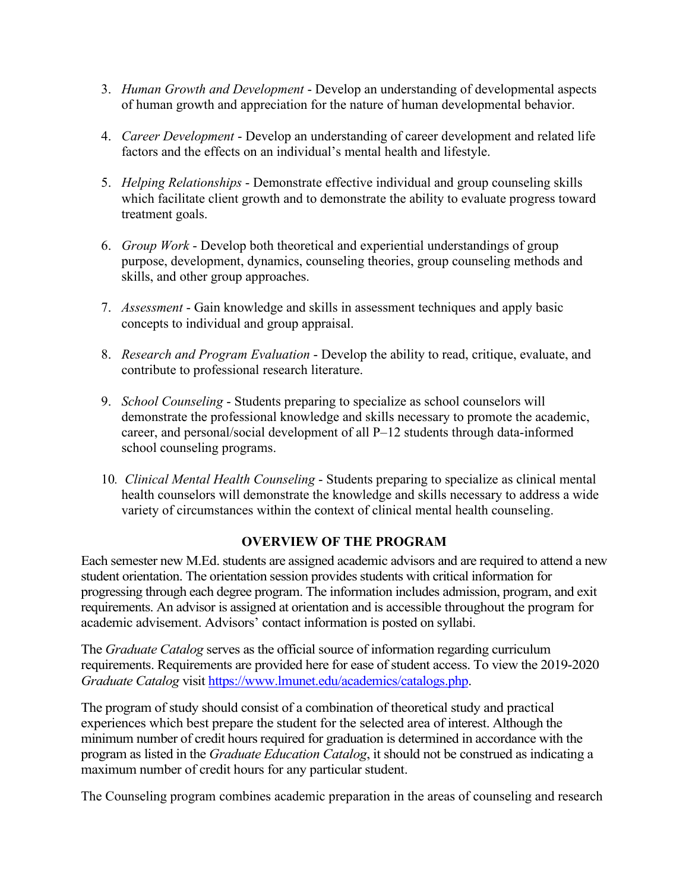3. *Human Growth and Development* - Develop an understanding of developmental aspects of human growth and appreciation for the nature of human developmental behavior.

4. *Career Development* - Develop an understanding of career development and related life factors and the effects on an individual's mental health and lifestyle.

5. *Helping Relationships* - Demonstrate effective individual and group counseling skills which facilitate client growth and to demonstrate the ability to evaluate progress toward treatment goals.

6. *Group Work* - Develop both theoretical and experiential understandings of group purpose, development, dynamics, counseling theories, group counseling methods and skills, and other group approaches.

7. *Assessment* - Gain knowledge and skills in assessment techniques and apply basic concepts to individual and group appraisal.

8. *Research and Program Evaluation* - Develop the ability to read, critique, evaluate, and contribute to professional research literature.

9. *School Counseling* - Students preparing to specialize as school counselors will demonstrate the professional knowledge and skills necessary to promote the academic, career, and personal/social development of all P–12 students through data-informed school counseling programs.

10. *Clinical Mental Health Counseling* - Students preparing to specialize as clinical mental health counselors will demonstrate the knowledge and skills necessary to address a wide variety of circumstances within the context of clinical mental health counseling.

## OVERVIEW OF THE PROGRAM

Each semester new M.Ed. students are assigned academic advisors and are required to attend a new student orientation. The orientation session provides students with critical information for progressing through each degree program. The information includes admission, program, and exit requirements. An advisor is assigned at orientation and is accessible throughout the program for academic advisement. Advisors' contact information is posted on syllabi.

The *Graduate Catalog* serves as the official source of information regarding curriculum requirements. Requirements are provided here for ease of student access. To view the 2019-2020 *Graduate Catalog* visit [https://www.lmunet.edu/academics/catalogs.php](https://www.lmunet.edu/academics/catalogs.php).

The program of study should consist of a combination of theoretical study and practical experiences which best prepare the student for the selected area of interest. Although the minimum number of credit hours required for graduation is determined in accordance with the program as listed in the *Graduate Education Catalog*, it should not be construed as indicating a maximum number of credit hours for any particular student.

The Counseling program combines academic preparation in the areas of counseling and research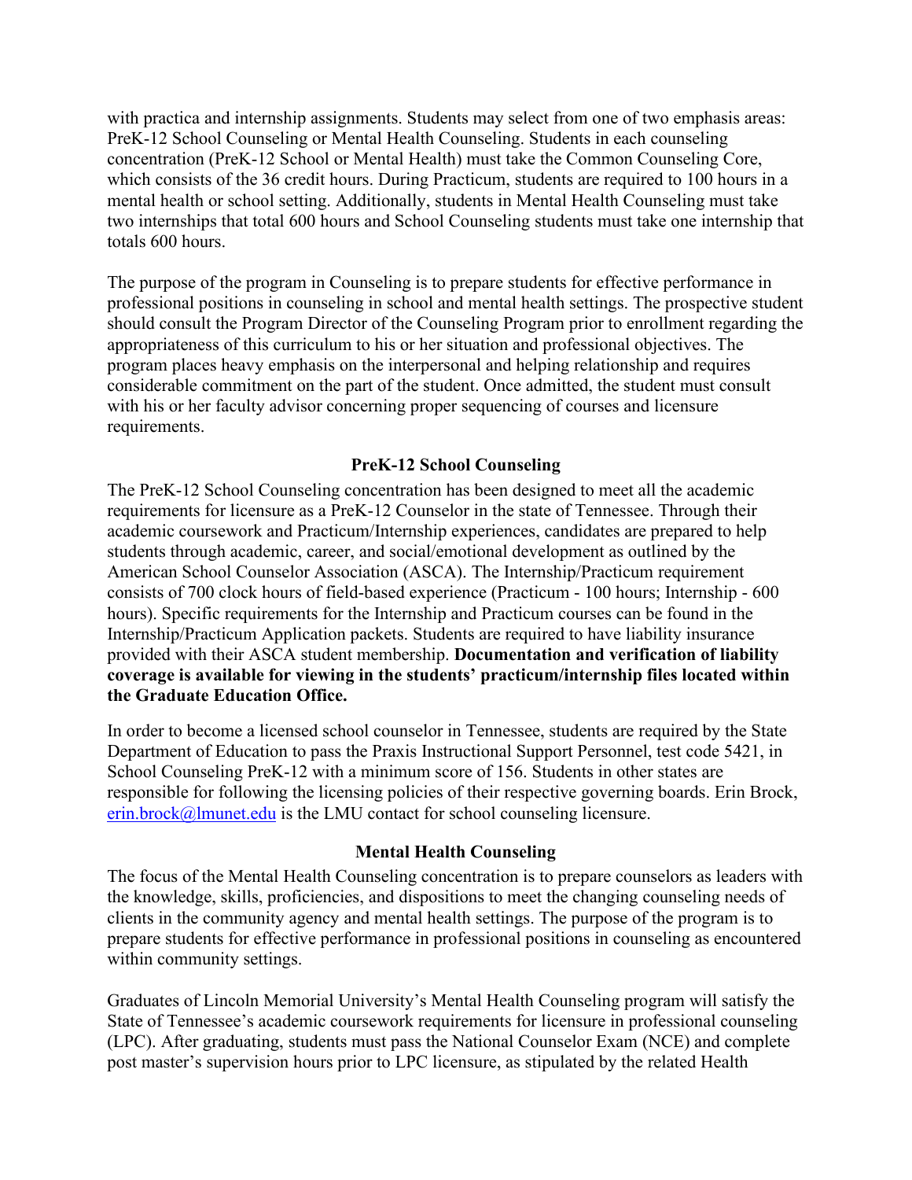with practica and internship assignments. Students may select from one of two emphasis areas: PreK-12 School Counseling or Mental Health Counseling. Students in each counseling concentration (PreK-12 School or Mental Health) must take the Common Counseling Core, which consists of the 36 credit hours. During Practicum, students are required to 100 hours in a mental health or school setting. Additionally, students in Mental Health Counseling must take two internships that total 600 hours and School Counseling students must take one internship that totals 600 hours.

The purpose of the program in Counseling is to prepare students for effective performance in professional positions in counseling in school and mental health settings. The prospective student should consult the Program Director of the Counseling Program prior to enrollment regarding the appropriateness of this curriculum to his or her situation and professional objectives. The program places heavy emphasis on the interpersonal and helping relationship and requires considerable commitment on the part of the student. Once admitted, the student must consult with his or her faculty advisor concerning proper sequencing of courses and licensure requirements.

### PreK-12 School Counseling

The PreK-12 School Counseling concentration has been designed to meet all the academic requirements for licensure as a PreK-12 Counselor in the state of Tennessee. Through their academic coursework and Practicum/Internship experiences, candidates are prepared to help students through academic, career, and social/emotional development as outlined by the American School Counselor Association (ASCA). The Internship/Practicum requirement consists of 700 clock hours of field-based experience (Practicum - 100 hours; Internship - 600 hours). Specific requirements for the Internship and Practicum courses can be found in the Internship/Practicum Application packets. Students are required to have liability insurance provided with their ASCA student membership. **Documentation and verification of liability coverage is available for viewing in the students' practicum/internship files located within the Graduate Education Office.**

In order to become a licensed school counselor in Tennessee, students are required by the State Department of Education to pass the Praxis Instructional Support Personnel, test code 5421, in School Counseling PreK-12 with a minimum score of 156. Students in other states are responsible for following the licensing policies of their respective governing boards. Erin Brock, erin.brock@lmunet.edu is the LMU contact for school counseling licensure.

### Mental Health Counseling

The focus of the Mental Health Counseling concentration is to prepare counselors as leaders with the knowledge, skills, proficiencies, and dispositions to meet the changing counseling needs of clients in the community agency and mental health settings. The purpose of the program is to prepare students for effective performance in professional positions in counseling as encountered within community settings.

Graduates of Lincoln Memorial University's Mental Health Counseling program will satisfy the State of Tennessee's academic coursework requirements for licensure in professional counseling (LPC). After graduating, students must pass the National Counselor Exam (NCE) and complete post master's supervision hours prior to LPC licensure, as stipulated by the related Health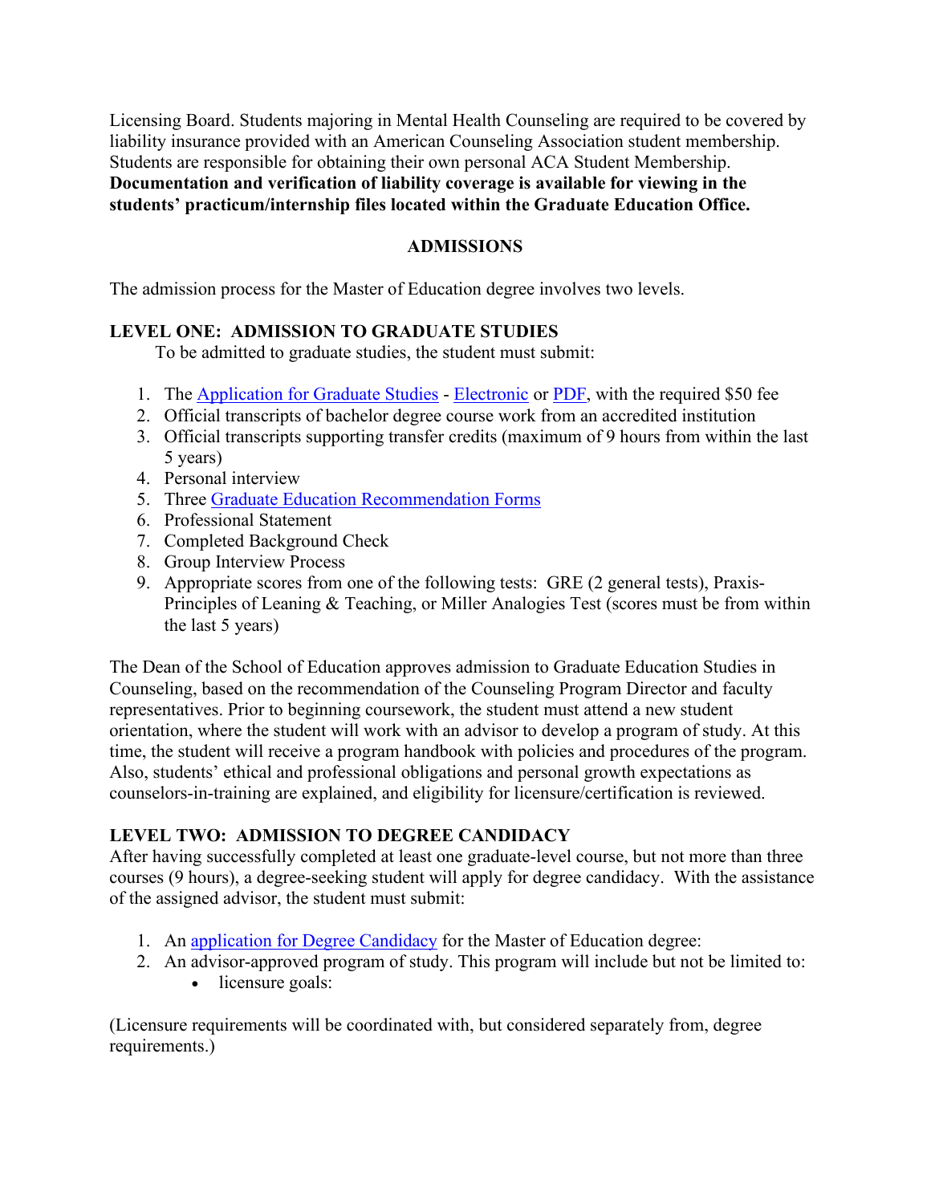Licensing Board. Students majoring in Mental Health Counseling are required to be covered by liability insurance provided with an American Counseling Association student membership. Students are responsible for obtaining their own personal ACA Student Membership. **Documentation and verification of liability coverage is available for viewing in the students' practicum/internship files located within the Graduate Education Office.**

## ADMISSIONS

The admission process for the Master of Education degree involves two levels.

### LEVEL ONE: ADMISSION TO GRADUATE STUDIES

To be admitted to graduate studies, the student must submit:

1. The Application for Graduate Studies - Electronic or PDF, with the required $50 fee
2. Official transcripts of bachelor degree course work from an accredited institution
3. Official transcripts supporting transfer credits (maximum of 9 hours from within the last 5 years)
4. Personal interview
5. Three Graduate Education Recommendation Forms
6. Professional Statement
7. Completed Background Check
8. Group Interview Process
9. Appropriate scores from one of the following tests: GRE (2 general tests), Praxis-Principles of Leaning & Teaching, or Miller Analogies Test (scores must be from within the last 5 years)

The Dean of the School of Education approves admission to Graduate Education Studies in Counseling, based on the recommendation of the Counseling Program Director and faculty representatives. Prior to beginning coursework, the student must attend a new student orientation, where the student will work with an advisor to develop a program of study. At this time, the student will receive a program handbook with policies and procedures of the program. Also, students' ethical and professional obligations and personal growth expectations as counselors-in-training are explained, and eligibility for licensure/certification is reviewed.

### LEVEL TWO: ADMISSION TO DEGREE CANDIDACY

After having successfully completed at least one graduate-level course, but not more than three courses (9 hours), a degree-seeking student will apply for degree candidacy. With the assistance of the assigned advisor, the student must submit:

1. An application for Degree Candidacy for the Master of Education degree:
2. An advisor-approved program of study. This program will include but not be limited to:
   - licensure goals:

(Licensure requirements will be coordinated with, but considered separately from, degree requirements.)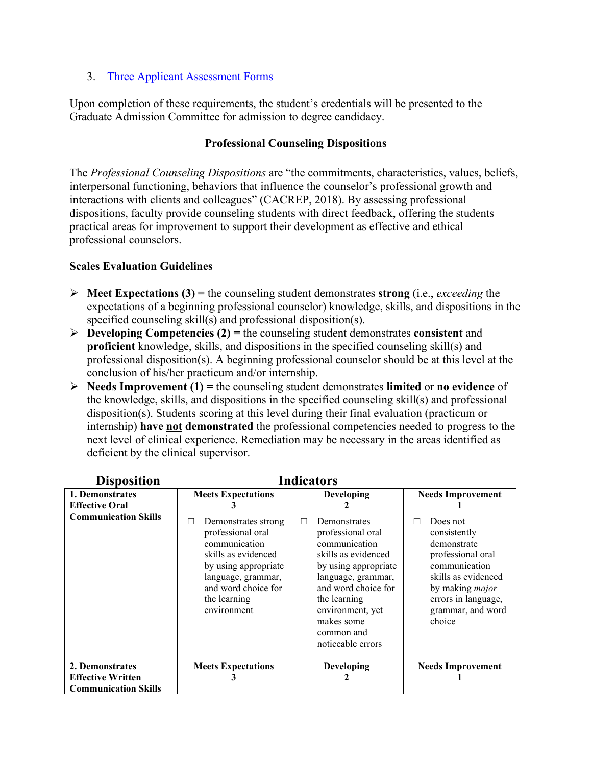3. [Three Applicant Assessment Forms]

Upon completion of these requirements, the student's credentials will be presented to the Graduate Admission Committee for admission to degree candidacy.

## Professional Counseling Dispositions

The *Professional Counseling Dispositions* are "the commitments, characteristics, values, beliefs, interpersonal functioning, behaviors that influence the counselor's professional growth and interactions with clients and colleagues" (CACREP, 2018). By assessing professional dispositions, faculty provide counseling students with direct feedback, offering the students practical areas for improvement to support their development as effective and ethical professional counselors.

### Scales Evaluation Guidelines

- **Meet Expectations (3) =** the counseling student demonstrates **strong** (i.e., *exceeding* the expectations of a beginning professional counselor) knowledge, skills, and dispositions in the specified counseling skill(s) and professional disposition(s).
- **Developing Competencies (2) =** the counseling student demonstrates **consistent** and **proficient** knowledge, skills, and dispositions in the specified counseling skill(s) and professional disposition(s). A beginning professional counselor should be at this level at the conclusion of his/her practicum and/or internship.
- **Needs Improvement (1) =** the counseling student demonstrates **limited** or **no evidence** of the knowledge, skills, and dispositions in the specified counseling skill(s) and professional disposition(s). Students scoring at this level during their final evaluation (practicum or internship) **have not demonstrated** the professional competencies needed to progress to the next level of clinical experience. Remediation may be necessary in the areas identified as deficient by the clinical supervisor.

| Disposition | Indicators | | |
|---|---|---|---|
| **1. Demonstrates Effective Oral Communication Skills** | **Meets Expectations 3**<br>☐ Demonstrates strong professional oral communication skills as evidenced by using appropriate language, grammar, and word choice for the learning environment | **Developing 2**<br>☐ Demonstrates professional oral communication skills as evidenced by using appropriate language, grammar, and word choice for the learning environment, yet makes some common and noticeable errors | **Needs Improvement 1**<br>☐ Does not consistently demonstrate professional oral communication skills as evidenced by making *major* errors in language, grammar, and word choice |
| **2. Demonstrates Effective Written Communication Skills** | **Meets Expectations 3** | **Developing 2** | **Needs Improvement 1** |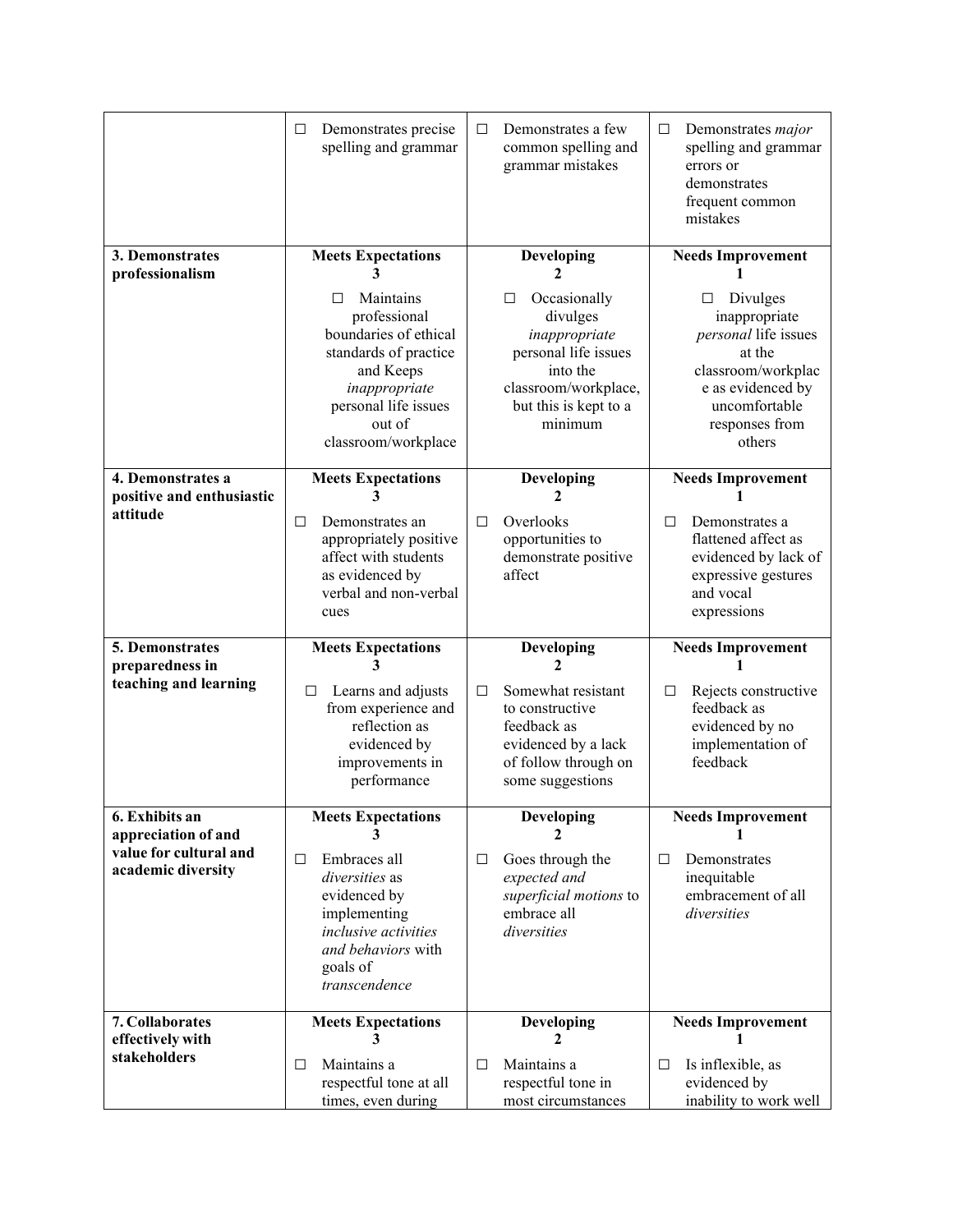| | | | |
|---|---|---|---|
| | ☐ Demonstrates precise spelling and grammar | ☐ Demonstrates a few common spelling and grammar mistakes | ☐ Demonstrates *major* spelling and grammar errors or demonstrates frequent common mistakes |
| **3. Demonstrates professionalism** | **Meets Expectations 3**<br>☐ Maintains professional boundaries of ethical standards of practice and Keeps *inappropriate* personal life issues out of classroom/workplace | **Developing 2**<br>☐ Occasionally divulges *inappropriate* personal life issues into the classroom/workplace, but this is kept to a minimum | **Needs Improvement 1**<br>☐ Divulges inappropriate *personal* life issues at the classroom/workplace as evidenced by uncomfortable responses from others |
| **4. Demonstrates a positive and enthusiastic attitude** | **Meets Expectations 3**<br>☐ Demonstrates an appropriately positive affect with students as evidenced by verbal and non-verbal cues | **Developing 2**<br>☐ Overlooks opportunities to demonstrate positive affect | **Needs Improvement 1**<br>☐ Demonstrates a flattened affect as evidenced by lack of expressive gestures and vocal expressions |
| **5. Demonstrates preparedness in teaching and learning** | **Meets Expectations 3**<br>☐ Learns and adjusts from experience and reflection as evidenced by improvements in performance | **Developing 2**<br>☐ Somewhat resistant to constructive feedback as evidenced by a lack of follow through on some suggestions | **Needs Improvement 1**<br>☐ Rejects constructive feedback as evidenced by no implementation of feedback |
| **6. Exhibits an appreciation of and value for cultural and academic diversity** | **Meets Expectations 3**<br>☐ Embraces all *diversities* as evidenced by implementing *inclusive activities and behaviors* with goals of *transcendence* | **Developing 2**<br>☐ Goes through the *expected and superficial motions* to embrace all *diversities* | **Needs Improvement 1**<br>☐ Demonstrates inequitable embracement of all *diversities* |
| **7. Collaborates effectively with stakeholders** | **Meets Expectations 3**<br>☐ Maintains a respectful tone at all times, even during | **Developing 2**<br>☐ Maintains a respectful tone in most circumstances | **Needs Improvement 1**<br>☐ Is inflexible, as evidenced by inability to work well |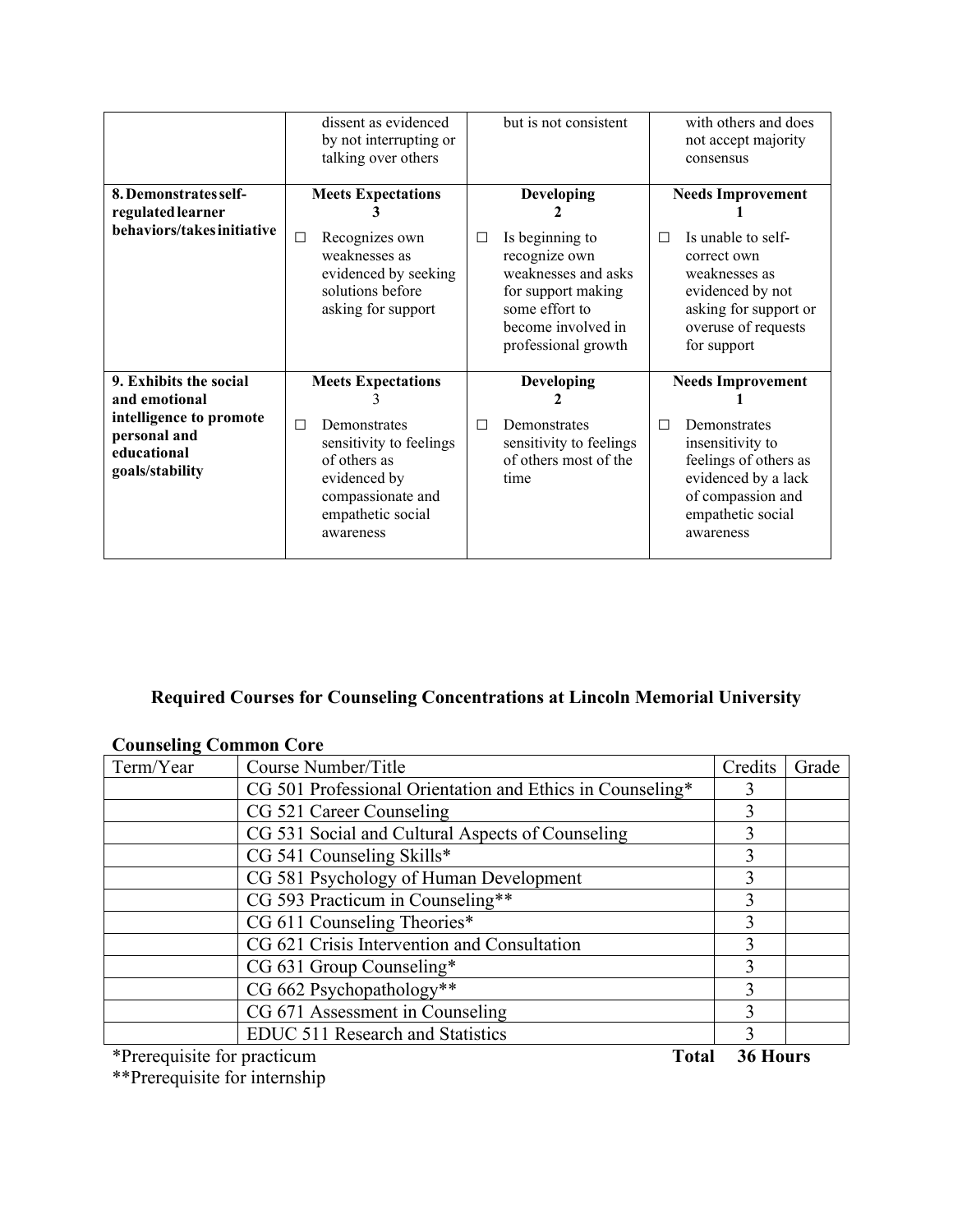| | | | |
|---|---|---|---|
| | dissent as evidenced by not interrupting or talking over others | but is not consistent | with others and does not accept majority consensus |
| **8. Demonstrates self-regulated learner behaviors/takes initiative** | **Meets Expectations 3**<br>☐ Recognizes own weaknesses as evidenced by seeking solutions before asking for support | **Developing 2**<br>☐ Is beginning to recognize own weaknesses and asks for support making some effort to become involved in professional growth | **Needs Improvement 1**<br>☐ Is unable to self-correct own weaknesses as evidenced by not asking for support or overuse of requests for support |
| **9. Exhibits the social and emotional intelligence to promote personal and educational goals/stability** | **Meets Expectations** 3<br>☐ Demonstrates sensitivity to feelings of others as evidenced by compassionate and empathetic social awareness | **Developing 2**<br>☐ Demonstrates sensitivity to feelings of others most of the time | **Needs Improvement 1**<br>☐ Demonstrates insensitivity to feelings of others as evidenced by a lack of compassion and empathetic social awareness |

## Required Courses for Counseling Concentrations at Lincoln Memorial University

### Counseling Common Core

| Term/Year | Course Number/Title | Credits | Grade |
|---|---|---|---|
| | CG 501 Professional Orientation and Ethics in Counseling* | 3 | |
| | CG 521 Career Counseling | 3 | |
| | CG 531 Social and Cultural Aspects of Counseling | 3 | |
| | CG 541 Counseling Skills* | 3 | |
| | CG 581 Psychology of Human Development | 3 | |
| | CG 593 Practicum in Counseling** | 3 | |
| | CG 611 Counseling Theories* | 3 | |
| | CG 621 Crisis Intervention and Consultation | 3 | |
| | CG 631 Group Counseling* | 3 | |
| | CG 662 Psychopathology** | 3 | |
| | CG 671 Assessment in Counseling | 3 | |
| | EDUC 511 Research and Statistics | 3 | |

*Prerequisite for practicum **Total 36 Hours**

**Prerequisite for internship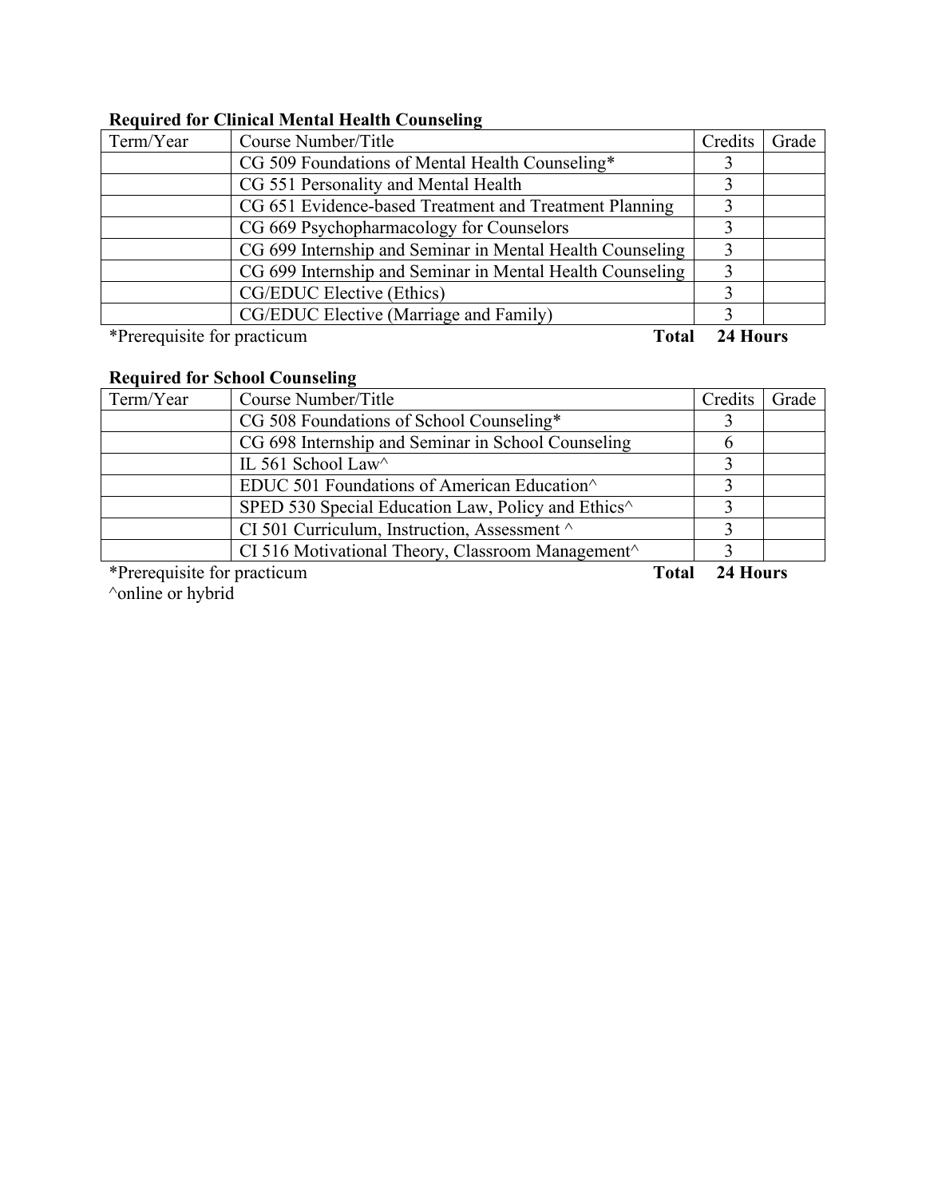**Required for Clinical Mental Health Counseling**

| Term/Year | Course Number/Title | Credits | Grade |
|---|---|---|---|
| | CG 509 Foundations of Mental Health Counseling* | 3 | |
| | CG 551 Personality and Mental Health | 3 | |
| | CG 651 Evidence-based Treatment and Treatment Planning | 3 | |
| | CG 669 Psychopharmacology for Counselors | 3 | |
| | CG 699 Internship and Seminar in Mental Health Counseling | 3 | |
| | CG 699 Internship and Seminar in Mental Health Counseling | 3 | |
| | CG/EDUC Elective (Ethics) | 3 | |
| | CG/EDUC Elective (Marriage and Family) | 3 | |

*Prerequisite for practicum **Total 24 Hours**

**Required for School Counseling**

| Term/Year | Course Number/Title | Credits | Grade |
|---|---|---|---|
| | CG 508 Foundations of School Counseling* | 3 | |
| | CG 698 Internship and Seminar in School Counseling | 6 | |
| | IL 561 School Law^ | 3 | |
| | EDUC 501 Foundations of American Education^ | 3 | |
| | SPED 530 Special Education Law, Policy and Ethics^ | 3 | |
| | CI 501 Curriculum, Instruction, Assessment ^ | 3 | |
| | CI 516 Motivational Theory, Classroom Management^ | 3 | |

*Prerequisite for practicum **Total 24 Hours**

^online or hybrid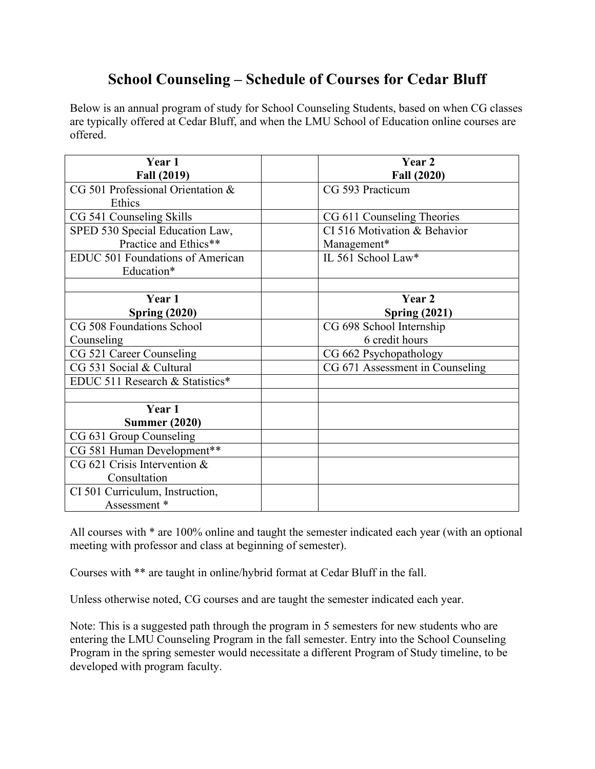# School Counseling – Schedule of Courses for Cedar Bluff

Below is an annual program of study for School Counseling Students, based on when CG classes are typically offered at Cedar Bluff, and when the LMU School of Education online courses are offered.

| **Year 1 Fall (2019)** | | **Year 2 Fall (2020)** |
|---|---|---|
| CG 501 Professional Orientation & Ethics | | CG 593 Practicum |
| CG 541 Counseling Skills | | CG 611 Counseling Theories |
| SPED 530 Special Education Law, Practice and Ethics** | | CI 516 Motivation & Behavior Management* |
| EDUC 501 Foundations of American Education* | | IL 561 School Law* |
| | | |
| **Year 1 Spring (2020)** | | **Year 2 Spring (2021)** |
| CG 508 Foundations School Counseling | | CG 698 School Internship 6 credit hours |
| CG 521 Career Counseling | | CG 662 Psychopathology |
| CG 531 Social & Cultural | | CG 671 Assessment in Counseling |
| EDUC 511 Research & Statistics* | | |
| | | |
| **Year 1 Summer (2020)** | | |
| CG 631 Group Counseling | | |
| CG 581 Human Development** | | |
| CG 621 Crisis Intervention & Consultation | | |
| CI 501 Curriculum, Instruction, Assessment * | | |

All courses with * are 100% online and taught the semester indicated each year (with an optional meeting with professor and class at beginning of semester).

Courses with ** are taught in online/hybrid format at Cedar Bluff in the fall.

Unless otherwise noted, CG courses and are taught the semester indicated each year.

Note: This is a suggested path through the program in 5 semesters for new students who are entering the LMU Counseling Program in the fall semester. Entry into the School Counseling Program in the spring semester would necessitate a different Program of Study timeline, to be developed with program faculty.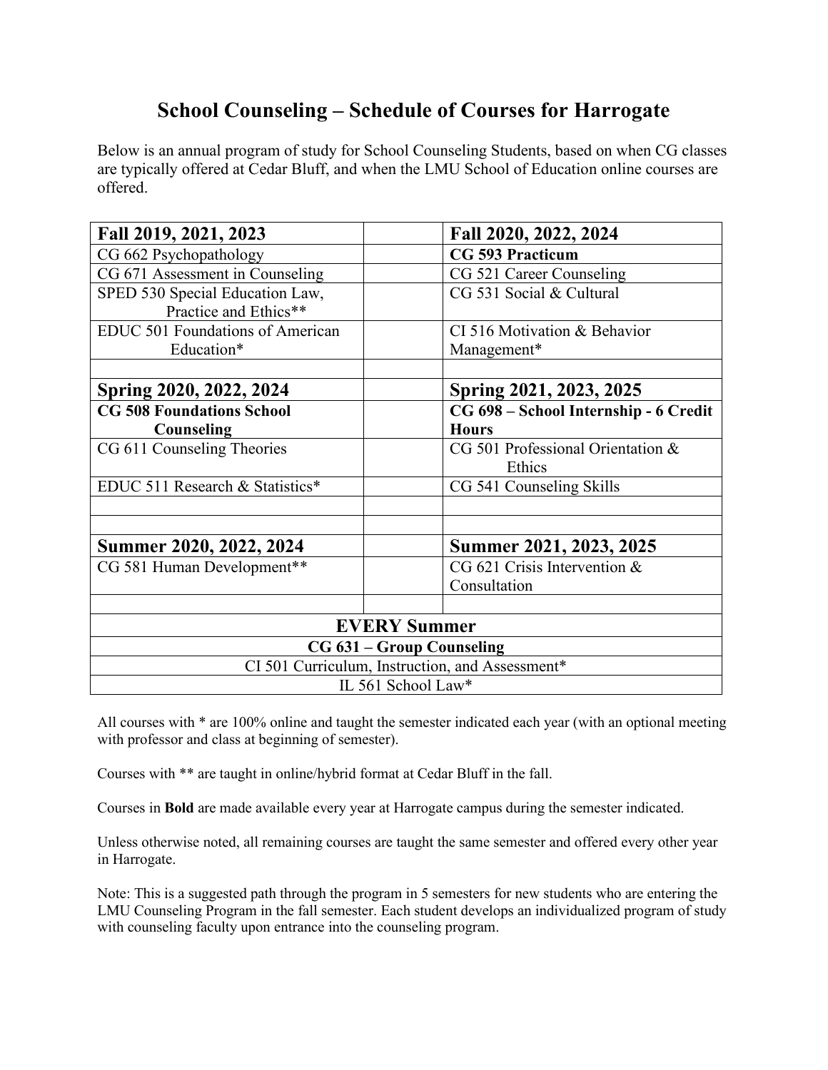# School Counseling – Schedule of Courses for Harrogate

Below is an annual program of study for School Counseling Students, based on when CG classes are typically offered at Cedar Bluff, and when the LMU School of Education online courses are offered.

| Fall 2019, 2021, 2023 | | Fall 2020, 2022, 2024 |
|---|---|---|
| CG 662 Psychopathology | | **CG 593 Practicum** |
| CG 671 Assessment in Counseling | | CG 521 Career Counseling |
| SPED 530 Special Education Law, Practice and Ethics** | | CG 531 Social & Cultural |
| EDUC 501 Foundations of American Education* | | CI 516 Motivation & Behavior Management* |
| | | |
| **Spring 2020, 2022, 2024** | | **Spring 2021, 2023, 2025** |
| **CG 508 Foundations School Counseling** | | **CG 698 – School Internship - 6 Credit Hours** |
| CG 611 Counseling Theories | | CG 501 Professional Orientation & Ethics |
| EDUC 511 Research & Statistics* | | CG 541 Counseling Skills |
| | | |
| | | |
| **Summer 2020, 2022, 2024** | | **Summer 2021, 2023, 2025** |
| CG 581 Human Development** | | CG 621 Crisis Intervention & Consultation |
| | | |
| **EVERY Summer** | | |
| **CG 631 – Group Counseling** | | |
| CI 501 Curriculum, Instruction, and Assessment* | | |
| IL 561 School Law* | | |

All courses with * are 100% online and taught the semester indicated each year (with an optional meeting with professor and class at beginning of semester).

Courses with ** are taught in online/hybrid format at Cedar Bluff in the fall.

Courses in **Bold** are made available every year at Harrogate campus during the semester indicated.

Unless otherwise noted, all remaining courses are taught the same semester and offered every other year in Harrogate.

Note: This is a suggested path through the program in 5 semesters for new students who are entering the LMU Counseling Program in the fall semester. Each student develops an individualized program of study with counseling faculty upon entrance into the counseling program.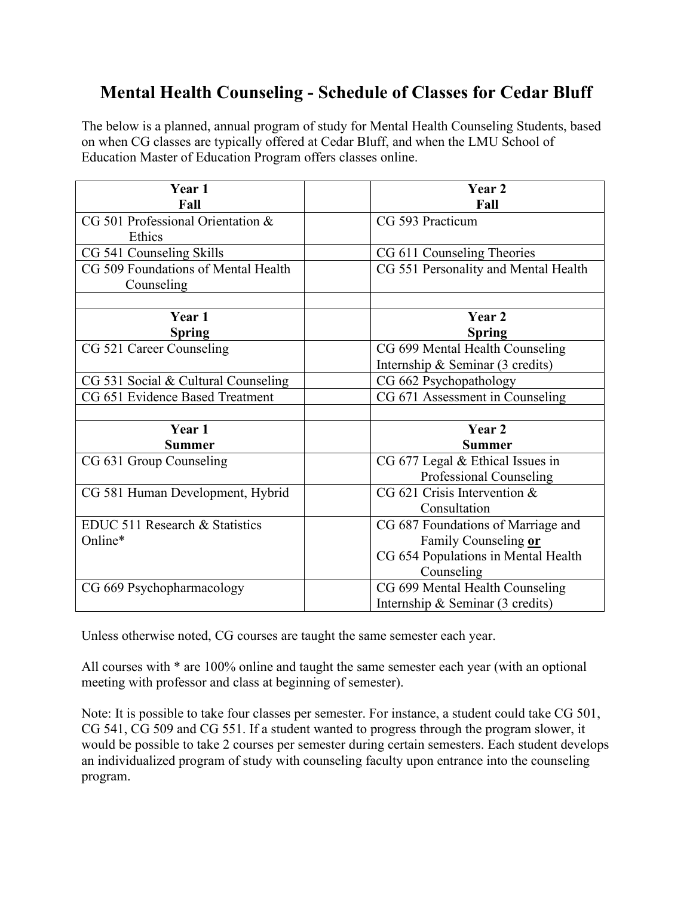# Mental Health Counseling - Schedule of Classes for Cedar Bluff

The below is a planned, annual program of study for Mental Health Counseling Students, based on when CG classes are typically offered at Cedar Bluff, and when the LMU School of Education Master of Education Program offers classes online.

| **Year 1<br>Fall** | | **Year 2<br>Fall** |
|---|---|---|
| CG 501 Professional Orientation & Ethics | | CG 593 Practicum |
| CG 541 Counseling Skills | | CG 611 Counseling Theories |
| CG 509 Foundations of Mental Health Counseling | | CG 551 Personality and Mental Health |
| | | |
| **Year 1<br>Spring** | | **Year 2<br>Spring** |
| CG 521 Career Counseling | | CG 699 Mental Health Counseling Internship & Seminar (3 credits) |
| CG 531 Social & Cultural Counseling | | CG 662 Psychopathology |
| CG 651 Evidence Based Treatment | | CG 671 Assessment in Counseling |
| | | |
| **Year 1<br>Summer** | | **Year 2<br>Summer** |
| CG 631 Group Counseling | | CG 677 Legal & Ethical Issues in Professional Counseling |
| CG 581 Human Development, Hybrid | | CG 621 Crisis Intervention & Consultation |
| EDUC 511 Research & Statistics Online* | | CG 687 Foundations of Marriage and Family Counseling **or**<br>CG 654 Populations in Mental Health Counseling |
| CG 669 Psychopharmacology | | CG 699 Mental Health Counseling Internship & Seminar (3 credits) |

Unless otherwise noted, CG courses are taught the same semester each year.

All courses with * are 100% online and taught the same semester each year (with an optional meeting with professor and class at beginning of semester).

Note: It is possible to take four classes per semester. For instance, a student could take CG 501, CG 541, CG 509 and CG 551. If a student wanted to progress through the program slower, it would be possible to take 2 courses per semester during certain semesters. Each student develops an individualized program of study with counseling faculty upon entrance into the counseling program.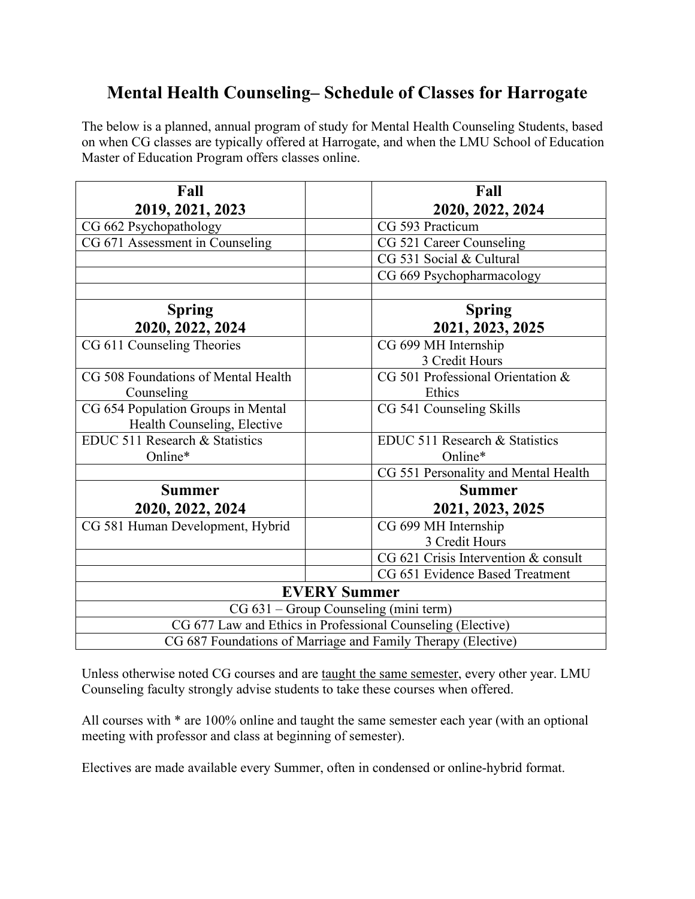# Mental Health Counseling– Schedule of Classes for Harrogate

The below is a planned, annual program of study for Mental Health Counseling Students, based on when CG classes are typically offered at Harrogate, and when the LMU School of Education Master of Education Program offers classes online.

| **Fall 2019, 2021, 2023** | | **Fall 2020, 2022, 2024** |
|---|---|---|
| CG 662 Psychopathology | | CG 593 Practicum |
| CG 671 Assessment in Counseling | | CG 521 Career Counseling |
| | | CG 531 Social & Cultural |
| | | CG 669 Psychopharmacology |
| | | |
| **Spring 2020, 2022, 2024** | | **Spring 2021, 2023, 2025** |
| CG 611 Counseling Theories | | CG 699 MH Internship 3 Credit Hours |
| CG 508 Foundations of Mental Health Counseling | | CG 501 Professional Orientation & Ethics |
| CG 654 Population Groups in Mental Health Counseling, Elective | | CG 541 Counseling Skills |
| EDUC 511 Research & Statistics Online* | | EDUC 511 Research & Statistics Online* |
| | | CG 551 Personality and Mental Health |
| **Summer 2020, 2022, 2024** | | **Summer 2021, 2023, 2025** |
| CG 581 Human Development, Hybrid | | CG 699 MH Internship 3 Credit Hours |
| | | CG 621 Crisis Intervention & consult |
| | | CG 651 Evidence Based Treatment |
| **EVERY Summer** | | |
| CG 631 – Group Counseling (mini term) | | |
| CG 677 Law and Ethics in Professional Counseling (Elective) | | |
| CG 687 Foundations of Marriage and Family Therapy (Elective) | | |

Unless otherwise noted CG courses and are taught the same semester, every other year. LMU Counseling faculty strongly advise students to take these courses when offered.

All courses with * are 100% online and taught the same semester each year (with an optional meeting with professor and class at beginning of semester).

Electives are made available every Summer, often in condensed or online-hybrid format.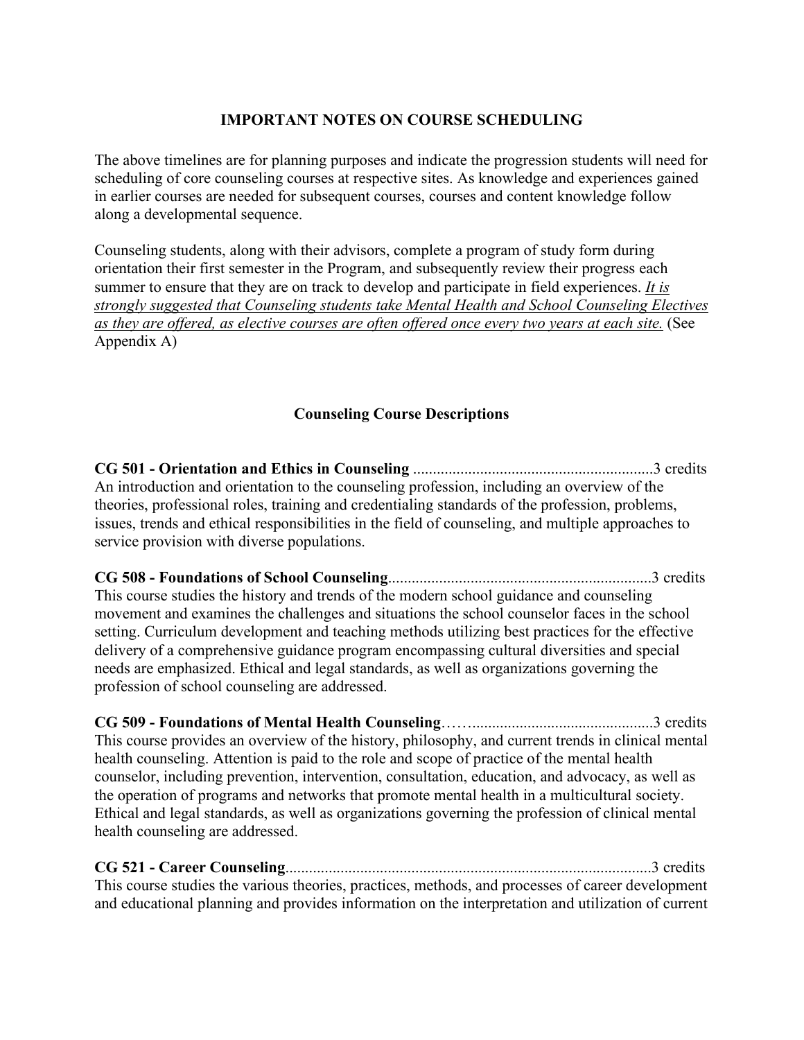## IMPORTANT NOTES ON COURSE SCHEDULING

The above timelines are for planning purposes and indicate the progression students will need for scheduling of core counseling courses at respective sites. As knowledge and experiences gained in earlier courses are needed for subsequent courses, courses and content knowledge follow along a developmental sequence.

Counseling students, along with their advisors, complete a program of study form during orientation their first semester in the Program, and subsequently review their progress each summer to ensure that they are on track to develop and participate in field experiences. *It is strongly suggested that Counseling students take Mental Health and School Counseling Electives as they are offered, as elective courses are often offered once every two years at each site.* (See Appendix A)

## Counseling Course Descriptions

**CG 501 - Orientation and Ethics in Counseling** ............................................................3 credits
An introduction and orientation to the counseling profession, including an overview of the theories, professional roles, training and credentialing standards of the profession, problems, issues, trends and ethical responsibilities in the field of counseling, and multiple approaches to service provision with diverse populations.

**CG 508 - Foundations of School Counseling**..................................................................3 credits
This course studies the history and trends of the modern school guidance and counseling movement and examines the challenges and situations the school counselor faces in the school setting. Curriculum development and teaching methods utilizing best practices for the effective delivery of a comprehensive guidance program encompassing cultural diversities and special needs are emphasized. Ethical and legal standards, as well as organizations governing the profession of school counseling are addressed.

**CG 509 - Foundations of Mental Health Counseling**……..............................................3 credits
This course provides an overview of the history, philosophy, and current trends in clinical mental health counseling. Attention is paid to the role and scope of practice of the mental health counselor, including prevention, intervention, consultation, education, and advocacy, as well as the operation of programs and networks that promote mental health in a multicultural society. Ethical and legal standards, as well as organizations governing the profession of clinical mental health counseling are addressed.

**CG 521 - Career Counseling**............................................................................................3 credits
This course studies the various theories, practices, methods, and processes of career development and educational planning and provides information on the interpretation and utilization of current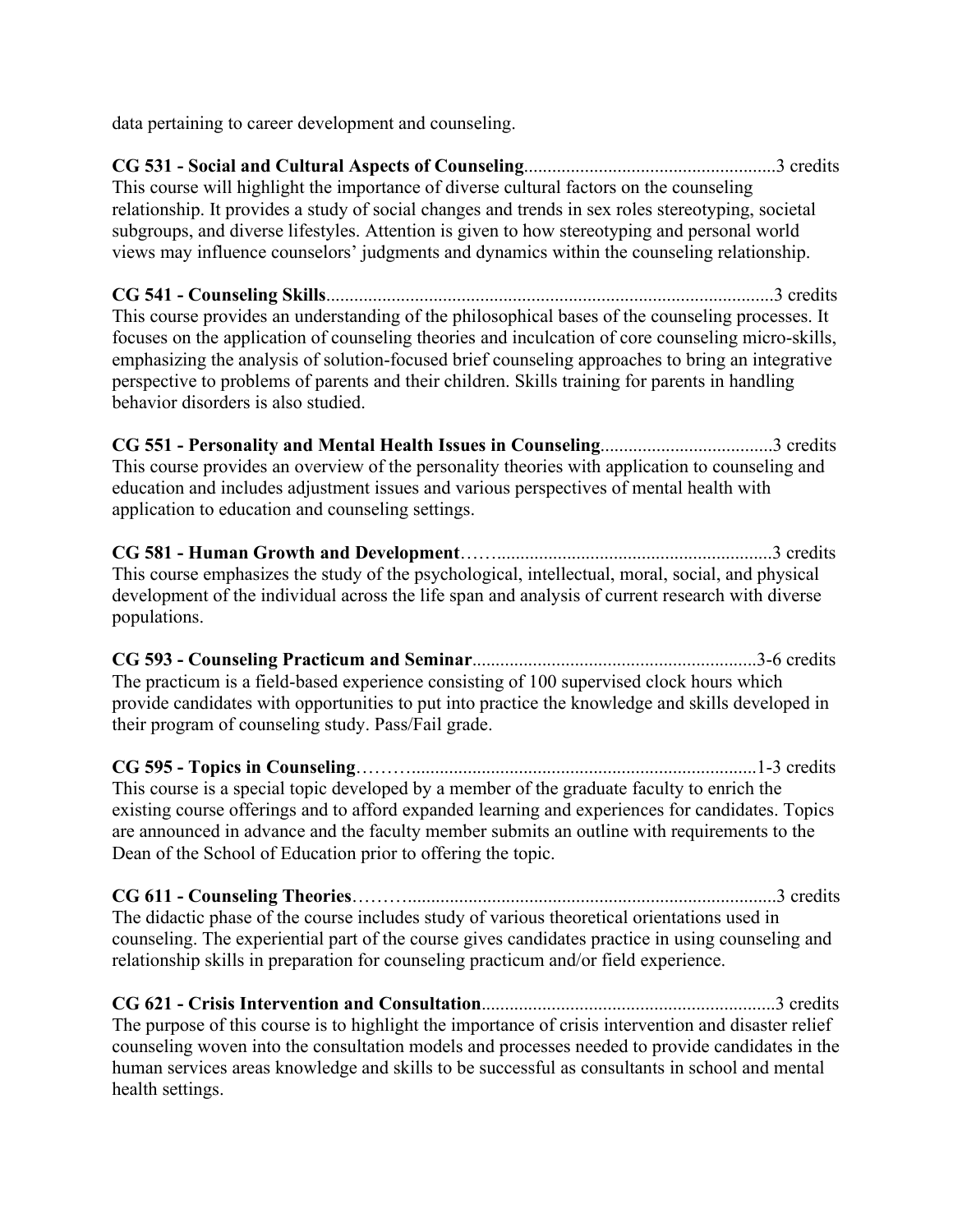data pertaining to career development and counseling.

**CG 531 - Social and Cultural Aspects of Counseling**......................................................3 credits
This course will highlight the importance of diverse cultural factors on the counseling relationship. It provides a study of social changes and trends in sex roles stereotyping, societal subgroups, and diverse lifestyles. Attention is given to how stereotyping and personal world views may influence counselors' judgments and dynamics within the counseling relationship.

**CG 541 - Counseling Skills**................................................................................................3 credits
This course provides an understanding of the philosophical bases of the counseling processes. It focuses on the application of counseling theories and inculcation of core counseling micro-skills, emphasizing the analysis of solution-focused brief counseling approaches to bring an integrative perspective to problems of parents and their children. Skills training for parents in handling behavior disorders is also studied.

**CG 551 - Personality and Mental Health Issues in Counseling**.....................................3 credits
This course provides an overview of the personality theories with application to counseling and education and includes adjustment issues and various perspectives of mental health with application to education and counseling settings.

**CG 581 - Human Growth and Development**……...........................................................3 credits
This course emphasizes the study of the psychological, intellectual, moral, social, and physical development of the individual across the life span and analysis of current research with diverse populations.

**CG 593 - Counseling Practicum and Seminar**.............................................................3-6 credits
The practicum is a field-based experience consisting of 100 supervised clock hours which provide candidates with opportunities to put into practice the knowledge and skills developed in their program of counseling study. Pass/Fail grade.

**CG 595 - Topics in Counseling**………..........................................................................1-3 credits
This course is a special topic developed by a member of the graduate faculty to enrich the existing course offerings and to afford expanded learning and experiences for candidates. Topics are announced in advance and the faculty member submits an outline with requirements to the Dean of the School of Education prior to offering the topic.

**CG 611 - Counseling Theories**………..............................................................................3 credits
The didactic phase of the course includes study of various theoretical orientations used in counseling. The experiential part of the course gives candidates practice in using counseling and relationship skills in preparation for counseling practicum and/or field experience.

**CG 621 - Crisis Intervention and Consultation**...............................................................3 credits
The purpose of this course is to highlight the importance of crisis intervention and disaster relief counseling woven into the consultation models and processes needed to provide candidates in the human services areas knowledge and skills to be successful as consultants in school and mental health settings.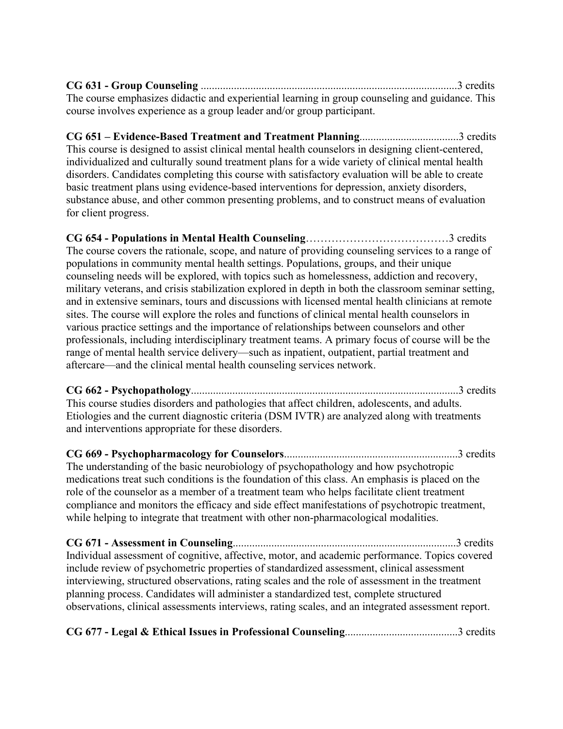**CG 631 - Group Counseling** ............................................................................................3 credits
The course emphasizes didactic and experiential learning in group counseling and guidance. This course involves experience as a group leader and/or group participant.

**CG 651 – Evidence-Based Treatment and Treatment Planning**...................................3 credits
This course is designed to assist clinical mental health counselors in designing client-centered, individualized and culturally sound treatment plans for a wide variety of clinical mental health disorders. Candidates completing this course with satisfactory evaluation will be able to create basic treatment plans using evidence-based interventions for depression, anxiety disorders, substance abuse, and other common presenting problems, and to construct means of evaluation for client progress.

**CG 654 - Populations in Mental Health Counseling**…………………………………3 credits
The course covers the rationale, scope, and nature of providing counseling services to a range of populations in community mental health settings. Populations, groups, and their unique counseling needs will be explored, with topics such as homelessness, addiction and recovery, military veterans, and crisis stabilization explored in depth in both the classroom seminar setting, and in extensive seminars, tours and discussions with licensed mental health clinicians at remote sites. The course will explore the roles and functions of clinical mental health counselors in various practice settings and the importance of relationships between counselors and other professionals, including interdisciplinary treatment teams. A primary focus of course will be the range of mental health service delivery—such as inpatient, outpatient, partial treatment and aftercare—and the clinical mental health counseling services network.

**CG 662 - Psychopathology**................................................................................................3 credits
This course studies disorders and pathologies that affect children, adolescents, and adults. Etiologies and the current diagnostic criteria (DSM IVTR) are analyzed along with treatments and interventions appropriate for these disorders.

**CG 669 - Psychopharmacology for Counselors**..............................................................3 credits
The understanding of the basic neurobiology of psychopathology and how psychotropic medications treat such conditions is the foundation of this class. An emphasis is placed on the role of the counselor as a member of a treatment team who helps facilitate client treatment compliance and monitors the efficacy and side effect manifestations of psychotropic treatment, while helping to integrate that treatment with other non-pharmacological modalities.

**CG 671 - Assessment in Counseling**................................................................................3 credits
Individual assessment of cognitive, affective, motor, and academic performance. Topics covered include review of psychometric properties of standardized assessment, clinical assessment interviewing, structured observations, rating scales and the role of assessment in the treatment planning process. Candidates will administer a standardized test, complete structured observations, clinical assessments interviews, rating scales, and an integrated assessment report.

**CG 677 - Legal & Ethical Issues in Professional Counseling**........................................3 credits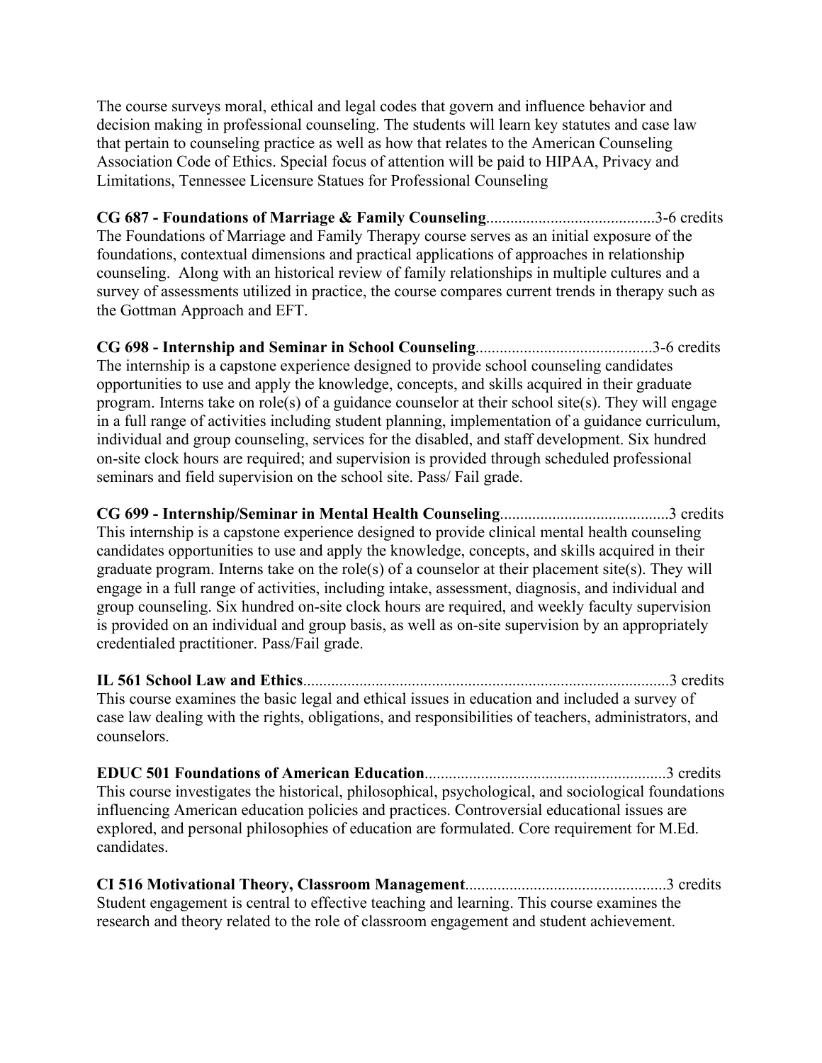The course surveys moral, ethical and legal codes that govern and influence behavior and decision making in professional counseling. The students will learn key statutes and case law that pertain to counseling practice as well as how that relates to the American Counseling Association Code of Ethics. Special focus of attention will be paid to HIPAA, Privacy and Limitations, Tennessee Licensure Statues for Professional Counseling

**CG 687 - Foundations of Marriage & Family Counseling**..........................................3-6 credits
The Foundations of Marriage and Family Therapy course serves as an initial exposure of the foundations, contextual dimensions and practical applications of approaches in relationship counseling. Along with an historical review of family relationships in multiple cultures and a survey of assessments utilized in practice, the course compares current trends in therapy such as the Gottman Approach and EFT.

**CG 698 - Internship and Seminar in School Counseling**...........................................3-6 credits
The internship is a capstone experience designed to provide school counseling candidates opportunities to use and apply the knowledge, concepts, and skills acquired in their graduate program. Interns take on role(s) of a guidance counselor at their school site(s). They will engage in a full range of activities including student planning, implementation of a guidance curriculum, individual and group counseling, services for the disabled, and staff development. Six hundred on-site clock hours are required; and supervision is provided through scheduled professional seminars and field supervision on the school site. Pass/ Fail grade.

**CG 699 - Internship/Seminar in Mental Health Counseling**..........................................3 credits
This internship is a capstone experience designed to provide clinical mental health counseling candidates opportunities to use and apply the knowledge, concepts, and skills acquired in their graduate program. Interns take on the role(s) of a counselor at their placement site(s). They will engage in a full range of activities, including intake, assessment, diagnosis, and individual and group counseling. Six hundred on-site clock hours are required, and weekly faculty supervision is provided on an individual and group basis, as well as on-site supervision by an appropriately credentialed practitioner. Pass/Fail grade.

**IL 561 School Law and Ethics**..........................................................................................3 credits
This course examines the basic legal and ethical issues in education and included a survey of case law dealing with the rights, obligations, and responsibilities of teachers, administrators, and counselors.

**EDUC 501 Foundations of American Education**............................................................3 credits
This course investigates the historical, philosophical, psychological, and sociological foundations influencing American education policies and practices. Controversial educational issues are explored, and personal philosophies of education are formulated. Core requirement for M.Ed. candidates.

**CI 516 Motivational Theory, Classroom Management**.................................................3 credits
Student engagement is central to effective teaching and learning. This course examines the research and theory related to the role of classroom engagement and student achievement.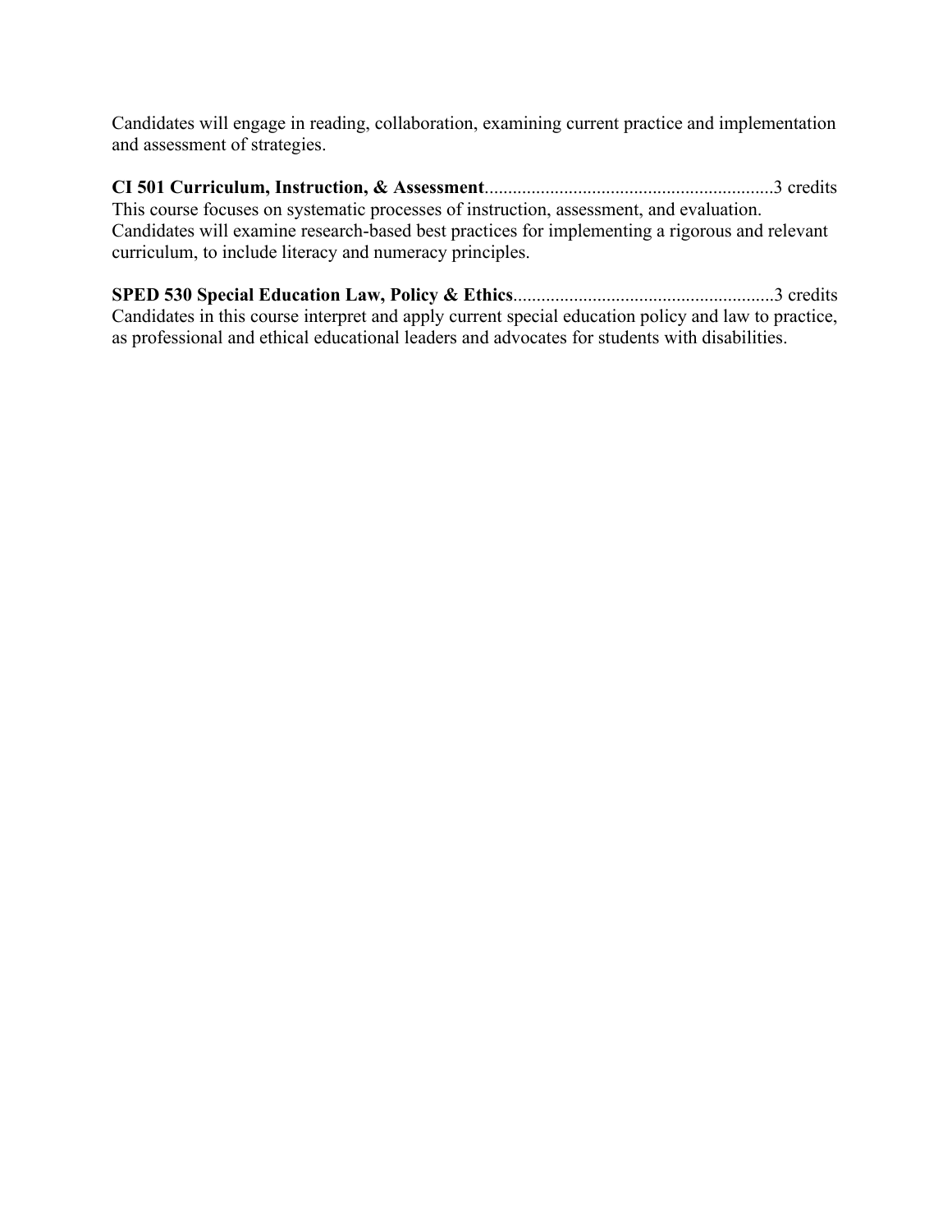Candidates will engage in reading, collaboration, examining current practice and implementation and assessment of strategies.

**CI 501 Curriculum, Instruction, & Assessment**............................................................3 credits
This course focuses on systematic processes of instruction, assessment, and evaluation. Candidates will examine research-based best practices for implementing a rigorous and relevant curriculum, to include literacy and numeracy principles.

**SPED 530 Special Education Law, Policy & Ethics**......................................................3 credits
Candidates in this course interpret and apply current special education policy and law to practice, as professional and ethical educational leaders and advocates for students with disabilities.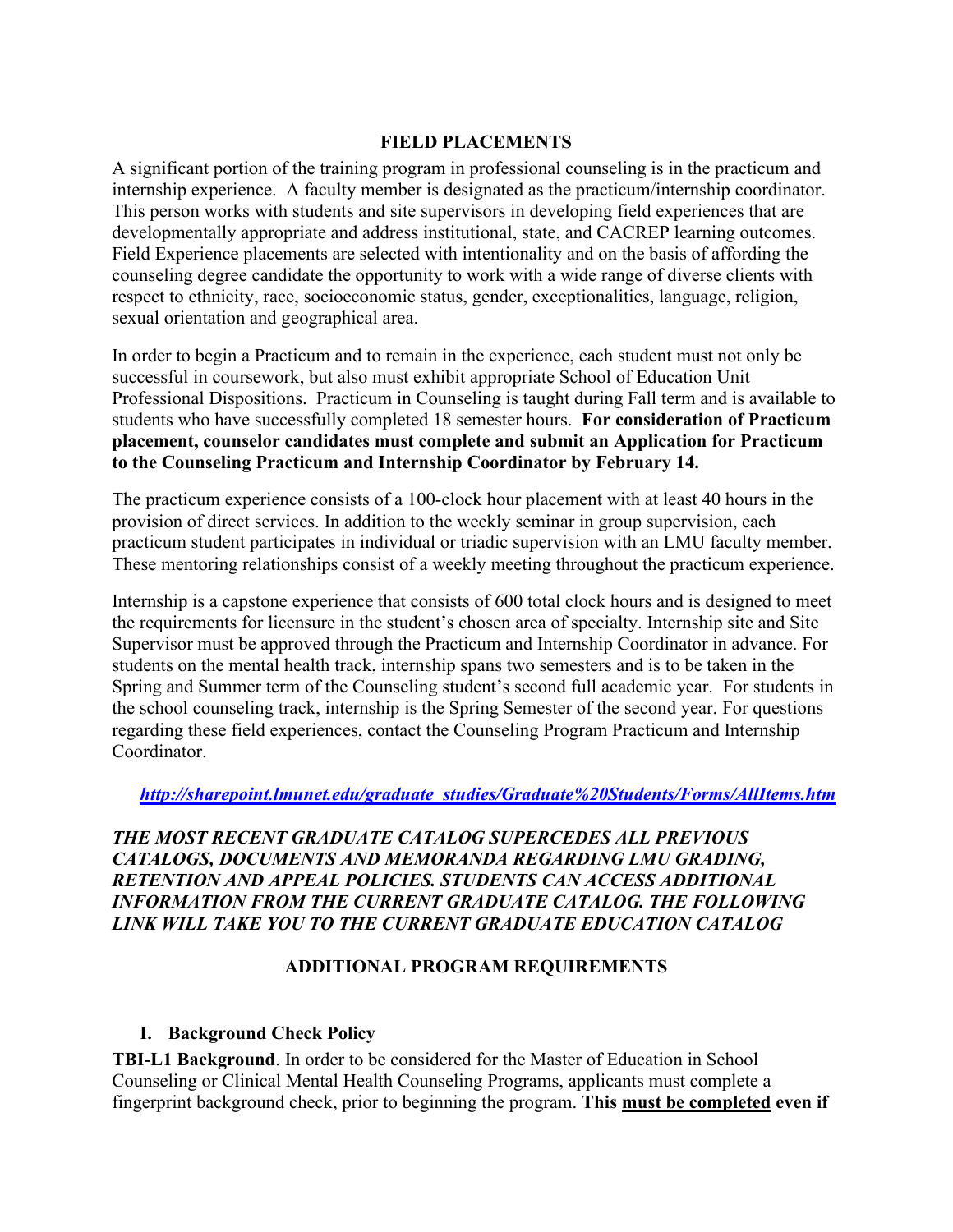## FIELD PLACEMENTS

A significant portion of the training program in professional counseling is in the practicum and internship experience. A faculty member is designated as the practicum/internship coordinator. This person works with students and site supervisors in developing field experiences that are developmentally appropriate and address institutional, state, and CACREP learning outcomes. Field Experience placements are selected with intentionality and on the basis of affording the counseling degree candidate the opportunity to work with a wide range of diverse clients with respect to ethnicity, race, socioeconomic status, gender, exceptionalities, language, religion, sexual orientation and geographical area.

In order to begin a Practicum and to remain in the experience, each student must not only be successful in coursework, but also must exhibit appropriate School of Education Unit Professional Dispositions. Practicum in Counseling is taught during Fall term and is available to students who have successfully completed 18 semester hours. **For consideration of Practicum placement, counselor candidates must complete and submit an Application for Practicum to the Counseling Practicum and Internship Coordinator by February 14.**

The practicum experience consists of a 100-clock hour placement with at least 40 hours in the provision of direct services. In addition to the weekly seminar in group supervision, each practicum student participates in individual or triadic supervision with an LMU faculty member. These mentoring relationships consist of a weekly meeting throughout the practicum experience.

Internship is a capstone experience that consists of 600 total clock hours and is designed to meet the requirements for licensure in the student's chosen area of specialty. Internship site and Site Supervisor must be approved through the Practicum and Internship Coordinator in advance. For students on the mental health track, internship spans two semesters and is to be taken in the Spring and Summer term of the Counseling student's second full academic year. For students in the school counseling track, internship is the Spring Semester of the second year. For questions regarding these field experiences, contact the Counseling Program Practicum and Internship Coordinator.

***http://sharepoint.lmunet.edu/graduate_studies/Graduate%20Students/Forms/AllItems.htm***

***THE MOST RECENT GRADUATE CATALOG SUPERCEDES ALL PREVIOUS CATALOGS, DOCUMENTS AND MEMORANDA REGARDING LMU GRADING, RETENTION AND APPEAL POLICIES. STUDENTS CAN ACCESS ADDITIONAL INFORMATION FROM THE CURRENT GRADUATE CATALOG. THE FOLLOWING LINK WILL TAKE YOU TO THE CURRENT GRADUATE EDUCATION CATALOG***

## ADDITIONAL PROGRAM REQUIREMENTS

### I. Background Check Policy

**TBI-L1 Background**. In order to be considered for the Master of Education in School Counseling or Clinical Mental Health Counseling Programs, applicants must complete a fingerprint background check, prior to beginning the program. **This <u>must be completed</u> even if**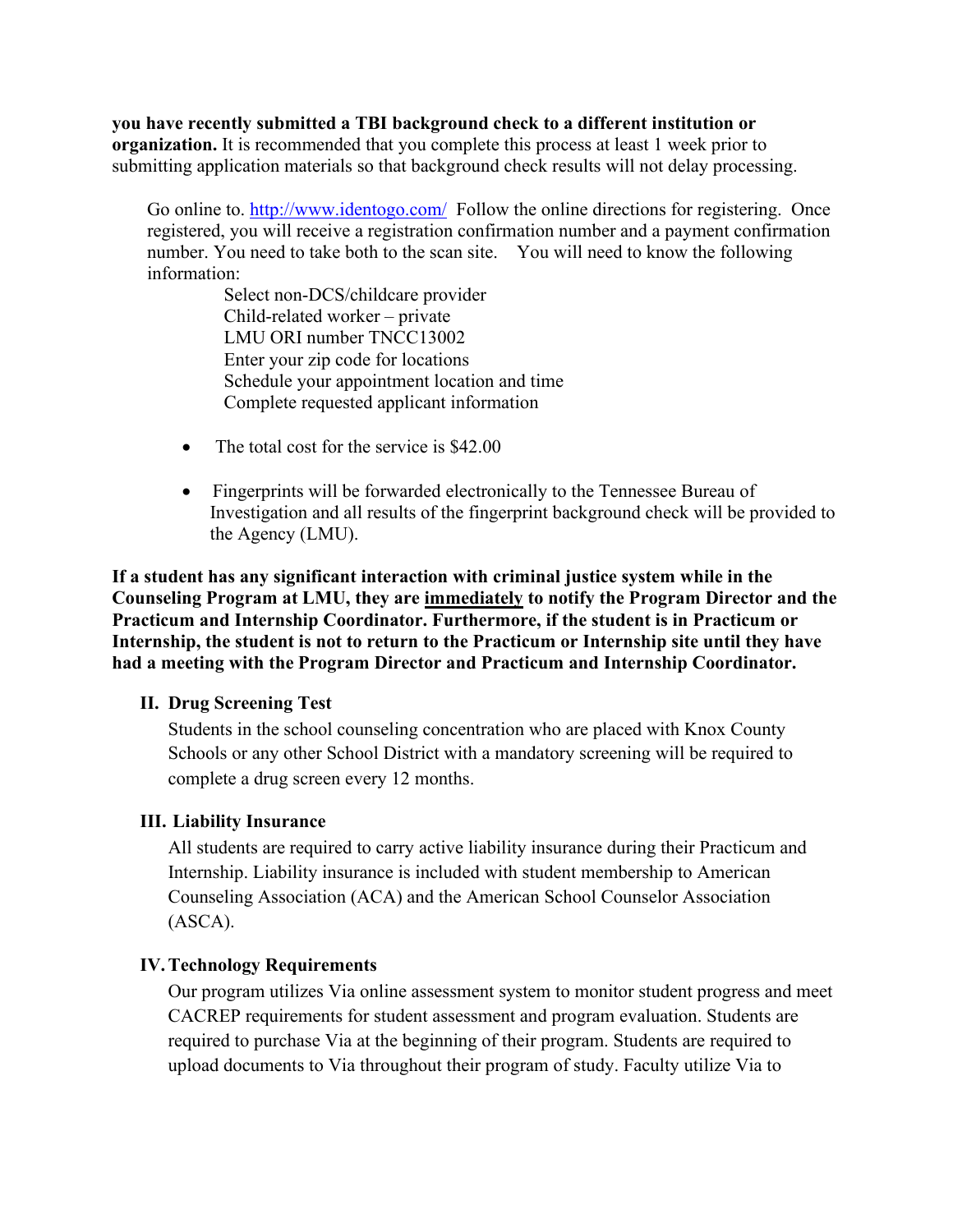**you have recently submitted a TBI background check to a different institution or organization.** It is recommended that you complete this process at least 1 week prior to submitting application materials so that background check results will not delay processing.

Go online to. [http://www.identogo.com/](http://www.identogo.com/) Follow the online directions for registering. Once registered, you will receive a registration confirmation number and a payment confirmation number. You need to take both to the scan site. You will need to know the following information:

Select non-DCS/childcare provider
Child-related worker – private
LMU ORI number TNCC13002
Enter your zip code for locations
Schedule your appointment location and time
Complete requested applicant information

- The total cost for the service is $42.00
- Fingerprints will be forwarded electronically to the Tennessee Bureau of Investigation and all results of the fingerprint background check will be provided to the Agency (LMU).

**If a student has any significant interaction with criminal justice system while in the Counseling Program at LMU, they are <u>immediately</u> to notify the Program Director and the Practicum and Internship Coordinator. Furthermore, if the student is in Practicum or Internship, the student is not to return to the Practicum or Internship site until they have had a meeting with the Program Director and Practicum and Internship Coordinator.**

## II. Drug Screening Test

Students in the school counseling concentration who are placed with Knox County Schools or any other School District with a mandatory screening will be required to complete a drug screen every 12 months.

## III. Liability Insurance

All students are required to carry active liability insurance during their Practicum and Internship. Liability insurance is included with student membership to American Counseling Association (ACA) and the American School Counselor Association (ASCA).

## IV. Technology Requirements

Our program utilizes Via online assessment system to monitor student progress and meet CACREP requirements for student assessment and program evaluation. Students are required to purchase Via at the beginning of their program. Students are required to upload documents to Via throughout their program of study. Faculty utilize Via to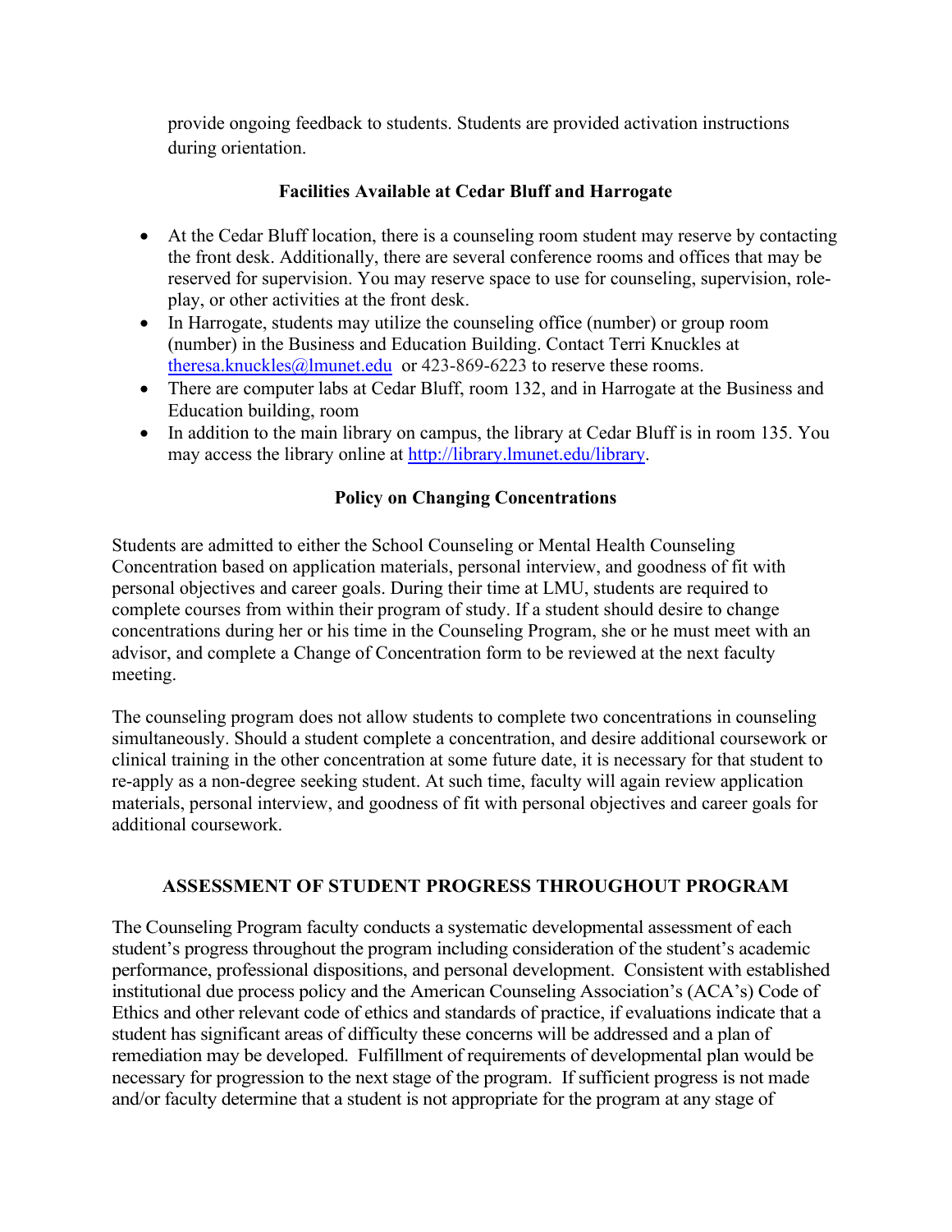provide ongoing feedback to students. Students are provided activation instructions during orientation.

### Facilities Available at Cedar Bluff and Harrogate

- At the Cedar Bluff location, there is a counseling room student may reserve by contacting the front desk. Additionally, there are several conference rooms and offices that may be reserved for supervision. You may reserve space to use for counseling, supervision, role-play, or other activities at the front desk.
- In Harrogate, students may utilize the counseling office (number) or group room (number) in the Business and Education Building. Contact Terri Knuckles at theresa.knuckles@lmunet.edu or 423-869-6223 to reserve these rooms.
- There are computer labs at Cedar Bluff, room 132, and in Harrogate at the Business and Education building, room
- In addition to the main library on campus, the library at Cedar Bluff is in room 135. You may access the library online at http://library.lmunet.edu/library.

### Policy on Changing Concentrations

Students are admitted to either the School Counseling or Mental Health Counseling Concentration based on application materials, personal interview, and goodness of fit with personal objectives and career goals. During their time at LMU, students are required to complete courses from within their program of study. If a student should desire to change concentrations during her or his time in the Counseling Program, she or he must meet with an advisor, and complete a Change of Concentration form to be reviewed at the next faculty meeting.

The counseling program does not allow students to complete two concentrations in counseling simultaneously. Should a student complete a concentration, and desire additional coursework or clinical training in the other concentration at some future date, it is necessary for that student to re-apply as a non-degree seeking student. At such time, faculty will again review application materials, personal interview, and goodness of fit with personal objectives and career goals for additional coursework.

## ASSESSMENT OF STUDENT PROGRESS THROUGHOUT PROGRAM

The Counseling Program faculty conducts a systematic developmental assessment of each student's progress throughout the program including consideration of the student's academic performance, professional dispositions, and personal development. Consistent with established institutional due process policy and the American Counseling Association's (ACA's) Code of Ethics and other relevant code of ethics and standards of practice, if evaluations indicate that a student has significant areas of difficulty these concerns will be addressed and a plan of remediation may be developed. Fulfillment of requirements of developmental plan would be necessary for progression to the next stage of the program. If sufficient progress is not made and/or faculty determine that a student is not appropriate for the program at any stage of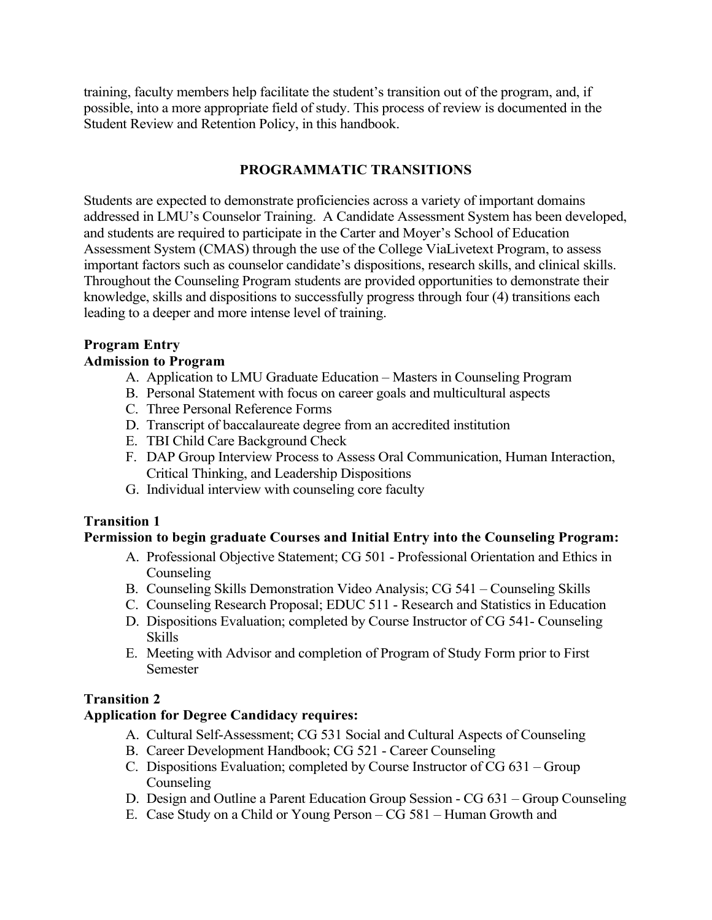training, faculty members help facilitate the student's transition out of the program, and, if possible, into a more appropriate field of study. This process of review is documented in the Student Review and Retention Policy, in this handbook.

## PROGRAMMATIC TRANSITIONS

Students are expected to demonstrate proficiencies across a variety of important domains addressed in LMU's Counselor Training. A Candidate Assessment System has been developed, and students are required to participate in the Carter and Moyer's School of Education Assessment System (CMAS) through the use of the College ViaLivetext Program, to assess important factors such as counselor candidate's dispositions, research skills, and clinical skills. Throughout the Counseling Program students are provided opportunities to demonstrate their knowledge, skills and dispositions to successfully progress through four (4) transitions each leading to a deeper and more intense level of training.

**Program Entry**
**Admission to Program**

A. Application to LMU Graduate Education – Masters in Counseling Program
B. Personal Statement with focus on career goals and multicultural aspects
C. Three Personal Reference Forms
D. Transcript of baccalaureate degree from an accredited institution
E. TBI Child Care Background Check
F. DAP Group Interview Process to Assess Oral Communication, Human Interaction, Critical Thinking, and Leadership Dispositions
G. Individual interview with counseling core faculty

**Transition 1**
**Permission to begin graduate Courses and Initial Entry into the Counseling Program:**

A. Professional Objective Statement; CG 501 - Professional Orientation and Ethics in Counseling
B. Counseling Skills Demonstration Video Analysis; CG 541 – Counseling Skills
C. Counseling Research Proposal; EDUC 511 - Research and Statistics in Education
D. Dispositions Evaluation; completed by Course Instructor of CG 541- Counseling Skills
E. Meeting with Advisor and completion of Program of Study Form prior to First Semester

**Transition 2**
**Application for Degree Candidacy requires:**

A. Cultural Self-Assessment; CG 531 Social and Cultural Aspects of Counseling
B. Career Development Handbook; CG 521 - Career Counseling
C. Dispositions Evaluation; completed by Course Instructor of CG 631 – Group Counseling
D. Design and Outline a Parent Education Group Session - CG 631 – Group Counseling
E. Case Study on a Child or Young Person – CG 581 – Human Growth and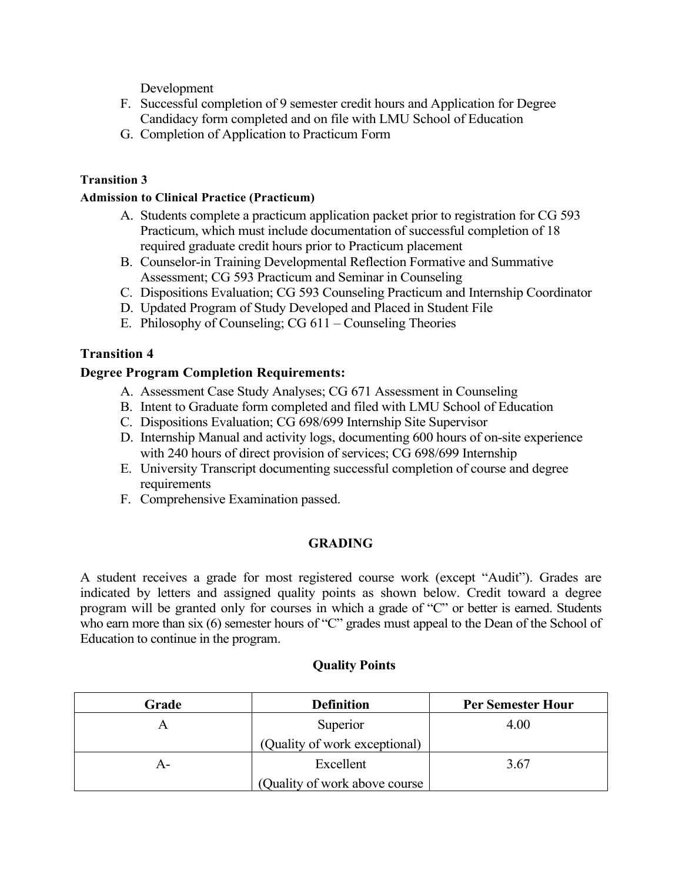Development

F. Successful completion of 9 semester credit hours and Application for Degree Candidacy form completed and on file with LMU School of Education
G. Completion of Application to Practicum Form

**Transition 3**

**Admission to Clinical Practice (Practicum)**

A. Students complete a practicum application packet prior to registration for CG 593 Practicum, which must include documentation of successful completion of 18 required graduate credit hours prior to Practicum placement
B. Counselor-in Training Developmental Reflection Formative and Summative Assessment; CG 593 Practicum and Seminar in Counseling
C. Dispositions Evaluation; CG 593 Counseling Practicum and Internship Coordinator
D. Updated Program of Study Developed and Placed in Student File
E. Philosophy of Counseling; CG 611 – Counseling Theories

**Transition 4**

**Degree Program Completion Requirements:**

A. Assessment Case Study Analyses; CG 671 Assessment in Counseling
B. Intent to Graduate form completed and filed with LMU School of Education
C. Dispositions Evaluation; CG 698/699 Internship Site Supervisor
D. Internship Manual and activity logs, documenting 600 hours of on-site experience with 240 hours of direct provision of services; CG 698/699 Internship
E. University Transcript documenting successful completion of course and degree requirements
F. Comprehensive Examination passed.

## GRADING

A student receives a grade for most registered course work (except "Audit"). Grades are indicated by letters and assigned quality points as shown below. Credit toward a degree program will be granted only for courses in which a grade of "C" or better is earned. Students who earn more than six (6) semester hours of "C" grades must appeal to the Dean of the School of Education to continue in the program.

**Quality Points**

| Grade | Definition | Per Semester Hour |
|---|---|---|
| A | Superior (Quality of work exceptional) | 4.00 |
| A- | Excellent (Quality of work above course | 3.67 |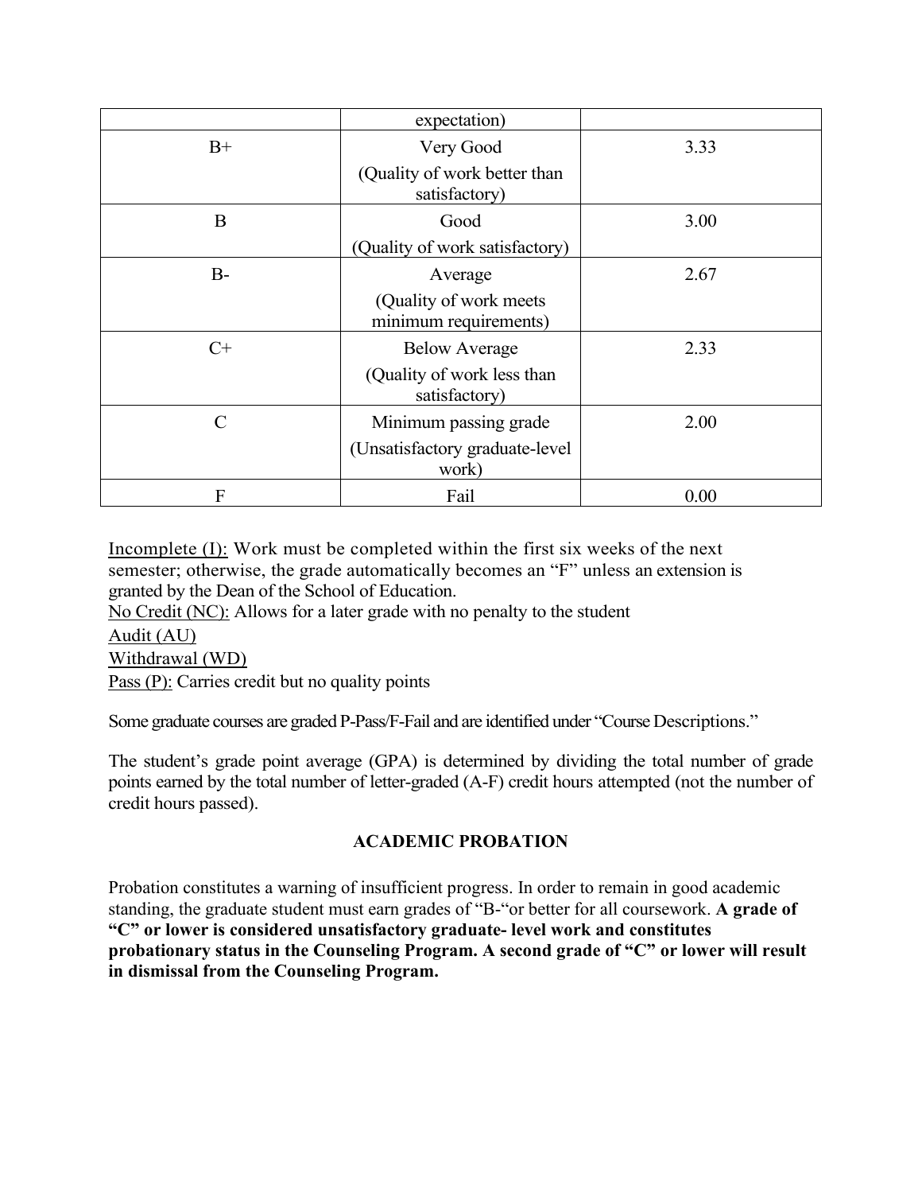| | | |
|---|---|---|
| | expectation) | |
| B+ | Very Good (Quality of work better than satisfactory) | 3.33 |
| B | Good (Quality of work satisfactory) | 3.00 |
| B- | Average (Quality of work meets minimum requirements) | 2.67 |
| C+ | Below Average (Quality of work less than satisfactory) | 2.33 |
| C | Minimum passing grade (Unsatisfactory graduate-level work) | 2.00 |
| F | Fail | 0.00 |

Incomplete (I): Work must be completed within the first six weeks of the next semester; otherwise, the grade automatically becomes an "F" unless an extension is granted by the Dean of the School of Education.
No Credit (NC): Allows for a later grade with no penalty to the student
Audit (AU)
Withdrawal (WD)
Pass (P): Carries credit but no quality points

Some graduate courses are graded P-Pass/F-Fail and are identified under "Course Descriptions."

The student's grade point average (GPA) is determined by dividing the total number of grade points earned by the total number of letter-graded (A-F) credit hours attempted (not the number of credit hours passed).

## ACADEMIC PROBATION

Probation constitutes a warning of insufficient progress. In order to remain in good academic standing, the graduate student must earn grades of "B-"or better for all coursework. **A grade of "C" or lower is considered unsatisfactory graduate- level work and constitutes probationary status in the Counseling Program. A second grade of "C" or lower will result in dismissal from the Counseling Program.**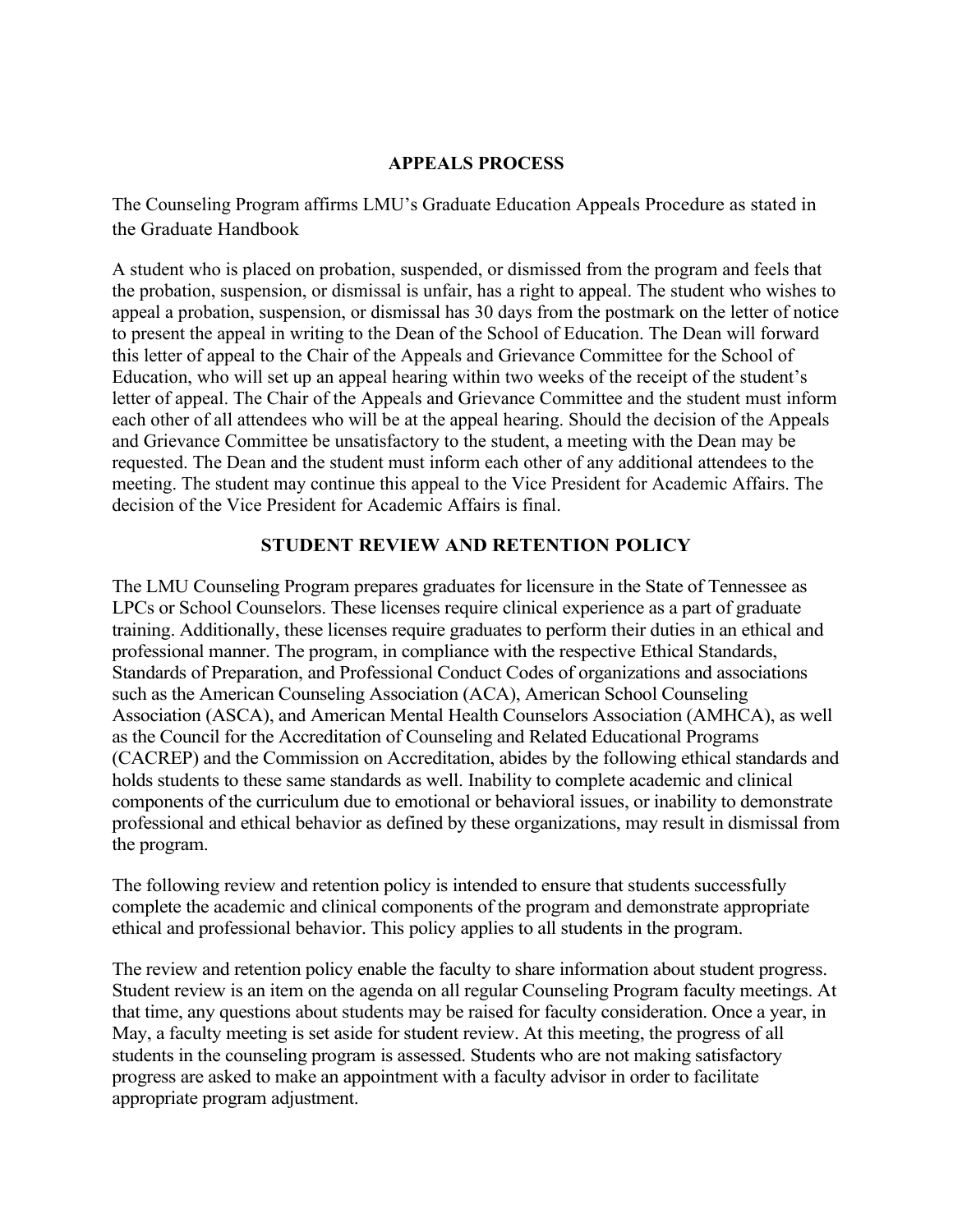## APPEALS PROCESS

The Counseling Program affirms LMU's Graduate Education Appeals Procedure as stated in the Graduate Handbook

A student who is placed on probation, suspended, or dismissed from the program and feels that the probation, suspension, or dismissal is unfair, has a right to appeal. The student who wishes to appeal a probation, suspension, or dismissal has 30 days from the postmark on the letter of notice to present the appeal in writing to the Dean of the School of Education. The Dean will forward this letter of appeal to the Chair of the Appeals and Grievance Committee for the School of Education, who will set up an appeal hearing within two weeks of the receipt of the student's letter of appeal. The Chair of the Appeals and Grievance Committee and the student must inform each other of all attendees who will be at the appeal hearing. Should the decision of the Appeals and Grievance Committee be unsatisfactory to the student, a meeting with the Dean may be requested. The Dean and the student must inform each other of any additional attendees to the meeting. The student may continue this appeal to the Vice President for Academic Affairs. The decision of the Vice President for Academic Affairs is final.

## STUDENT REVIEW AND RETENTION POLICY

The LMU Counseling Program prepares graduates for licensure in the State of Tennessee as LPCs or School Counselors. These licenses require clinical experience as a part of graduate training. Additionally, these licenses require graduates to perform their duties in an ethical and professional manner. The program, in compliance with the respective Ethical Standards, Standards of Preparation, and Professional Conduct Codes of organizations and associations such as the American Counseling Association (ACA), American School Counseling Association (ASCA), and American Mental Health Counselors Association (AMHCA), as well as the Council for the Accreditation of Counseling and Related Educational Programs (CACREP) and the Commission on Accreditation, abides by the following ethical standards and holds students to these same standards as well. Inability to complete academic and clinical components of the curriculum due to emotional or behavioral issues, or inability to demonstrate professional and ethical behavior as defined by these organizations, may result in dismissal from the program.

The following review and retention policy is intended to ensure that students successfully complete the academic and clinical components of the program and demonstrate appropriate ethical and professional behavior. This policy applies to all students in the program.

The review and retention policy enable the faculty to share information about student progress. Student review is an item on the agenda on all regular Counseling Program faculty meetings. At that time, any questions about students may be raised for faculty consideration. Once a year, in May, a faculty meeting is set aside for student review. At this meeting, the progress of all students in the counseling program is assessed. Students who are not making satisfactory progress are asked to make an appointment with a faculty advisor in order to facilitate appropriate program adjustment.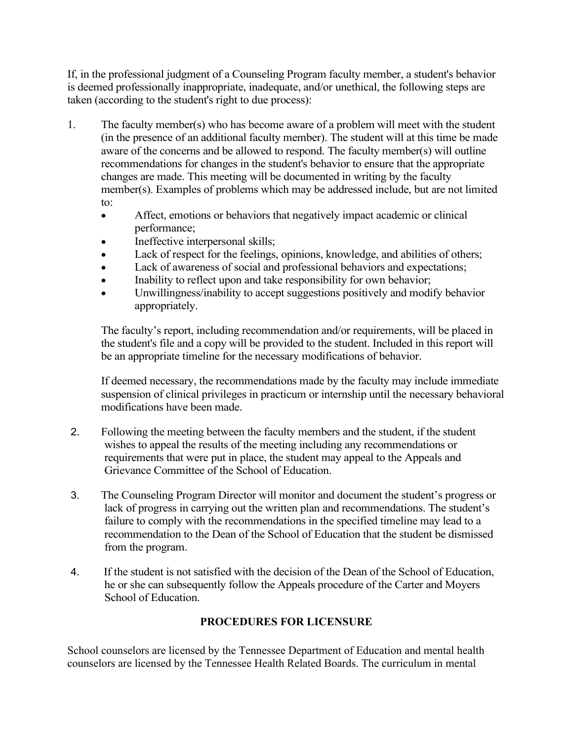If, in the professional judgment of a Counseling Program faculty member, a student's behavior is deemed professionally inappropriate, inadequate, and/or unethical, the following steps are taken (according to the student's right to due process):

1. The faculty member(s) who has become aware of a problem will meet with the student (in the presence of an additional faculty member). The student will at this time be made aware of the concerns and be allowed to respond. The faculty member(s) will outline recommendations for changes in the student's behavior to ensure that the appropriate changes are made. This meeting will be documented in writing by the faculty member(s). Examples of problems which may be addressed include, but are not limited to:
   - Affect, emotions or behaviors that negatively impact academic or clinical performance;
   - Ineffective interpersonal skills;
   - Lack of respect for the feelings, opinions, knowledge, and abilities of others;
   - Lack of awareness of social and professional behaviors and expectations;
   - Inability to reflect upon and take responsibility for own behavior;
   - Unwillingness/inability to accept suggestions positively and modify behavior appropriately.

   The faculty's report, including recommendation and/or requirements, will be placed in the student's file and a copy will be provided to the student. Included in this report will be an appropriate timeline for the necessary modifications of behavior.

   If deemed necessary, the recommendations made by the faculty may include immediate suspension of clinical privileges in practicum or internship until the necessary behavioral modifications have been made.

2. Following the meeting between the faculty members and the student, if the student wishes to appeal the results of the meeting including any recommendations or requirements that were put in place, the student may appeal to the Appeals and Grievance Committee of the School of Education.

3. The Counseling Program Director will monitor and document the student's progress or lack of progress in carrying out the written plan and recommendations. The student's failure to comply with the recommendations in the specified timeline may lead to a recommendation to the Dean of the School of Education that the student be dismissed from the program.

4. If the student is not satisfied with the decision of the Dean of the School of Education, he or she can subsequently follow the Appeals procedure of the Carter and Moyers School of Education.

## PROCEDURES FOR LICENSURE

School counselors are licensed by the Tennessee Department of Education and mental health counselors are licensed by the Tennessee Health Related Boards. The curriculum in mental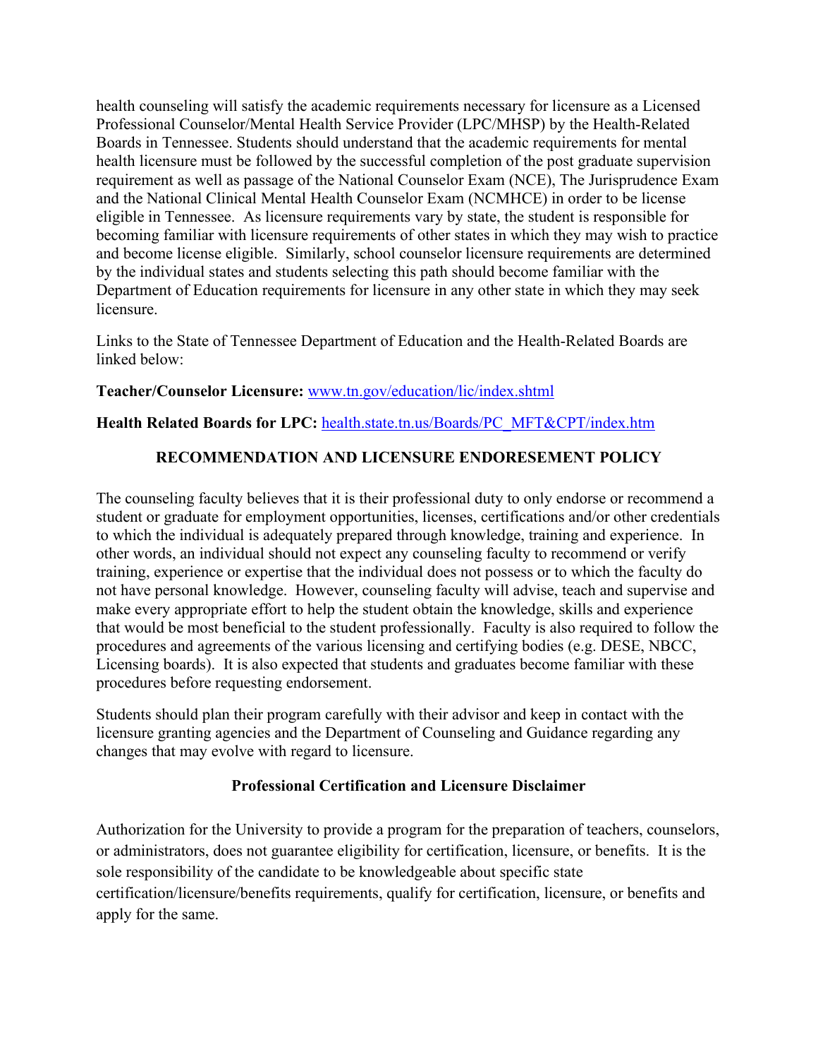health counseling will satisfy the academic requirements necessary for licensure as a Licensed Professional Counselor/Mental Health Service Provider (LPC/MHSP) by the Health-Related Boards in Tennessee. Students should understand that the academic requirements for mental health licensure must be followed by the successful completion of the post graduate supervision requirement as well as passage of the National Counselor Exam (NCE), The Jurisprudence Exam and the National Clinical Mental Health Counselor Exam (NCMHCE) in order to be license eligible in Tennessee. As licensure requirements vary by state, the student is responsible for becoming familiar with licensure requirements of other states in which they may wish to practice and become license eligible. Similarly, school counselor licensure requirements are determined by the individual states and students selecting this path should become familiar with the Department of Education requirements for licensure in any other state in which they may seek licensure.

Links to the State of Tennessee Department of Education and the Health-Related Boards are linked below:

**Teacher/Counselor Licensure:** [www.tn.gov/education/lic/index.shtml](www.tn.gov/education/lic/index.shtml)

**Health Related Boards for LPC:** [health.state.tn.us/Boards/PC_MFT&CPT/index.htm](health.state.tn.us/Boards/PC_MFT&CPT/index.htm)

## RECOMMENDATION AND LICENSURE ENDORESEMENT POLICY

The counseling faculty believes that it is their professional duty to only endorse or recommend a student or graduate for employment opportunities, licenses, certifications and/or other credentials to which the individual is adequately prepared through knowledge, training and experience. In other words, an individual should not expect any counseling faculty to recommend or verify training, experience or expertise that the individual does not possess or to which the faculty do not have personal knowledge. However, counseling faculty will advise, teach and supervise and make every appropriate effort to help the student obtain the knowledge, skills and experience that would be most beneficial to the student professionally. Faculty is also required to follow the procedures and agreements of the various licensing and certifying bodies (e.g. DESE, NBCC, Licensing boards). It is also expected that students and graduates become familiar with these procedures before requesting endorsement.

Students should plan their program carefully with their advisor and keep in contact with the licensure granting agencies and the Department of Counseling and Guidance regarding any changes that may evolve with regard to licensure.

### Professional Certification and Licensure Disclaimer

Authorization for the University to provide a program for the preparation of teachers, counselors, or administrators, does not guarantee eligibility for certification, licensure, or benefits. It is the sole responsibility of the candidate to be knowledgeable about specific state certification/licensure/benefits requirements, qualify for certification, licensure, or benefits and apply for the same.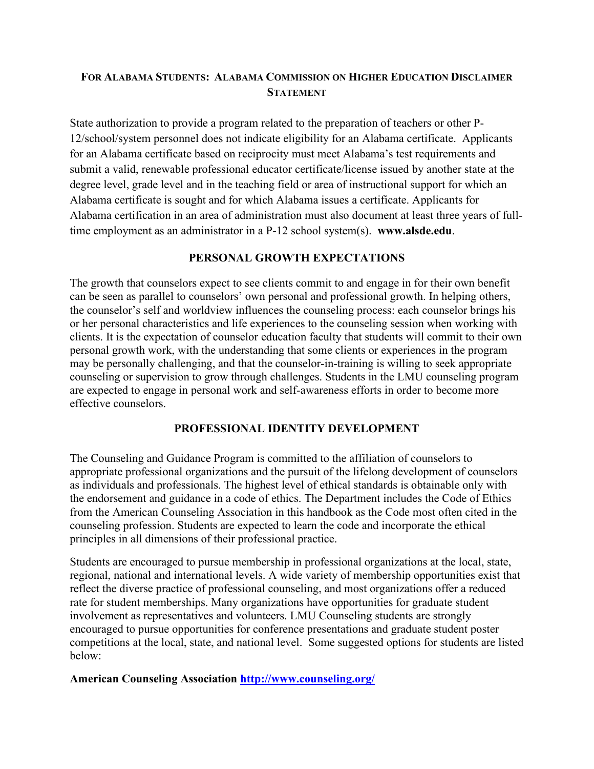## For Alabama Students: Alabama Commission on Higher Education Disclaimer Statement

State authorization to provide a program related to the preparation of teachers or other P-12/school/system personnel does not indicate eligibility for an Alabama certificate. Applicants for an Alabama certificate based on reciprocity must meet Alabama's test requirements and submit a valid, renewable professional educator certificate/license issued by another state at the degree level, grade level and in the teaching field or area of instructional support for which an Alabama certificate is sought and for which Alabama issues a certificate. Applicants for Alabama certification in an area of administration must also document at least three years of full-time employment as an administrator in a P-12 school system(s). **www.alsde.edu**.

## PERSONAL GROWTH EXPECTATIONS

The growth that counselors expect to see clients commit to and engage in for their own benefit can be seen as parallel to counselors' own personal and professional growth. In helping others, the counselor's self and worldview influences the counseling process: each counselor brings his or her personal characteristics and life experiences to the counseling session when working with clients. It is the expectation of counselor education faculty that students will commit to their own personal growth work, with the understanding that some clients or experiences in the program may be personally challenging, and that the counselor-in-training is willing to seek appropriate counseling or supervision to grow through challenges. Students in the LMU counseling program are expected to engage in personal work and self-awareness efforts in order to become more effective counselors.

## PROFESSIONAL IDENTITY DEVELOPMENT

The Counseling and Guidance Program is committed to the affiliation of counselors to appropriate professional organizations and the pursuit of the lifelong development of counselors as individuals and professionals. The highest level of ethical standards is obtainable only with the endorsement and guidance in a code of ethics. The Department includes the Code of Ethics from the American Counseling Association in this handbook as the Code most often cited in the counseling profession. Students are expected to learn the code and incorporate the ethical principles in all dimensions of their professional practice.

Students are encouraged to pursue membership in professional organizations at the local, state, regional, national and international levels. A wide variety of membership opportunities exist that reflect the diverse practice of professional counseling, and most organizations offer a reduced rate for student memberships. Many organizations have opportunities for graduate student involvement as representatives and volunteers. LMU Counseling students are strongly encouraged to pursue opportunities for conference presentations and graduate student poster competitions at the local, state, and national level. Some suggested options for students are listed below:

**American Counseling Association http://www.counseling.org/**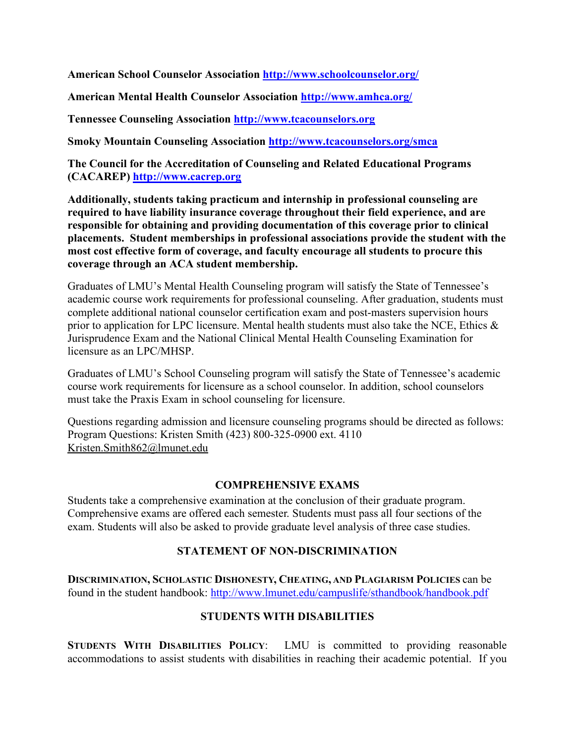**American School Counselor Association** **http://www.schoolcounselor.org/**

**American Mental Health Counselor Association** **http://www.amhca.org/**

**Tennessee Counseling Association** **http://www.tcacounselors.org**

**Smoky Mountain Counseling Association** **http://www.tcacounselors.org/smca**

**The Council for the Accreditation of Counseling and Related Educational Programs (CACAREP)** **http://www.cacrep.org**

**Additionally, students taking practicum and internship in professional counseling are required to have liability insurance coverage throughout their field experience, and are responsible for obtaining and providing documentation of this coverage prior to clinical placements. Student memberships in professional associations provide the student with the most cost effective form of coverage, and faculty encourage all students to procure this coverage through an ACA student membership.**

Graduates of LMU's Mental Health Counseling program will satisfy the State of Tennessee's academic course work requirements for professional counseling. After graduation, students must complete additional national counselor certification exam and post-masters supervision hours prior to application for LPC licensure. Mental health students must also take the NCE, Ethics & Jurisprudence Exam and the National Clinical Mental Health Counseling Examination for licensure as an LPC/MHSP.

Graduates of LMU's School Counseling program will satisfy the State of Tennessee's academic course work requirements for licensure as a school counselor. In addition, school counselors must take the Praxis Exam in school counseling for licensure.

Questions regarding admission and licensure counseling programs should be directed as follows:
Program Questions: Kristen Smith (423) 800-325-0900 ext. 4110
Kristen.Smith862@lmunet.edu

## COMPREHENSIVE EXAMS

Students take a comprehensive examination at the conclusion of their graduate program. Comprehensive exams are offered each semester. Students must pass all four sections of the exam. Students will also be asked to provide graduate level analysis of three case studies.

## STATEMENT OF NON-DISCRIMINATION

**DISCRIMINATION, SCHOLASTIC DISHONESTY, CHEATING, AND PLAGIARISM POLICIES** can be found in the student handbook: http://www.lmunet.edu/campuslife/sthandbook/handbook.pdf

## STUDENTS WITH DISABILITIES

**STUDENTS WITH DISABILITIES POLICY**: LMU is committed to providing reasonable accommodations to assist students with disabilities in reaching their academic potential. If you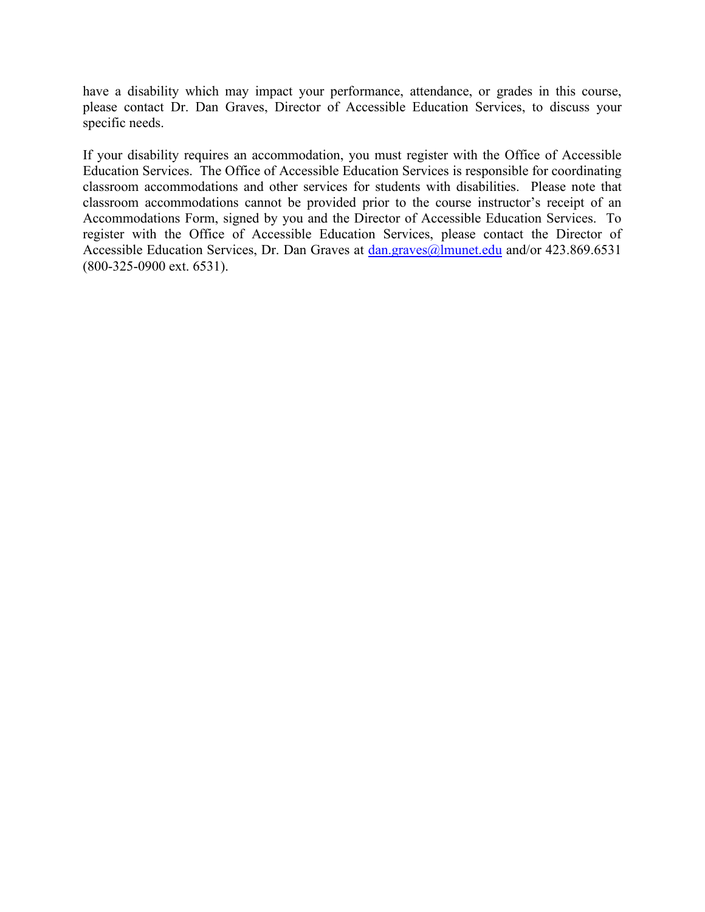have a disability which may impact your performance, attendance, or grades in this course, please contact Dr. Dan Graves, Director of Accessible Education Services, to discuss your specific needs.

If your disability requires an accommodation, you must register with the Office of Accessible Education Services. The Office of Accessible Education Services is responsible for coordinating classroom accommodations and other services for students with disabilities. Please note that classroom accommodations cannot be provided prior to the course instructor's receipt of an Accommodations Form, signed by you and the Director of Accessible Education Services. To register with the Office of Accessible Education Services, please contact the Director of Accessible Education Services, Dr. Dan Graves at dan.graves@lmunet.edu and/or 423.869.6531 (800-325-0900 ext. 6531).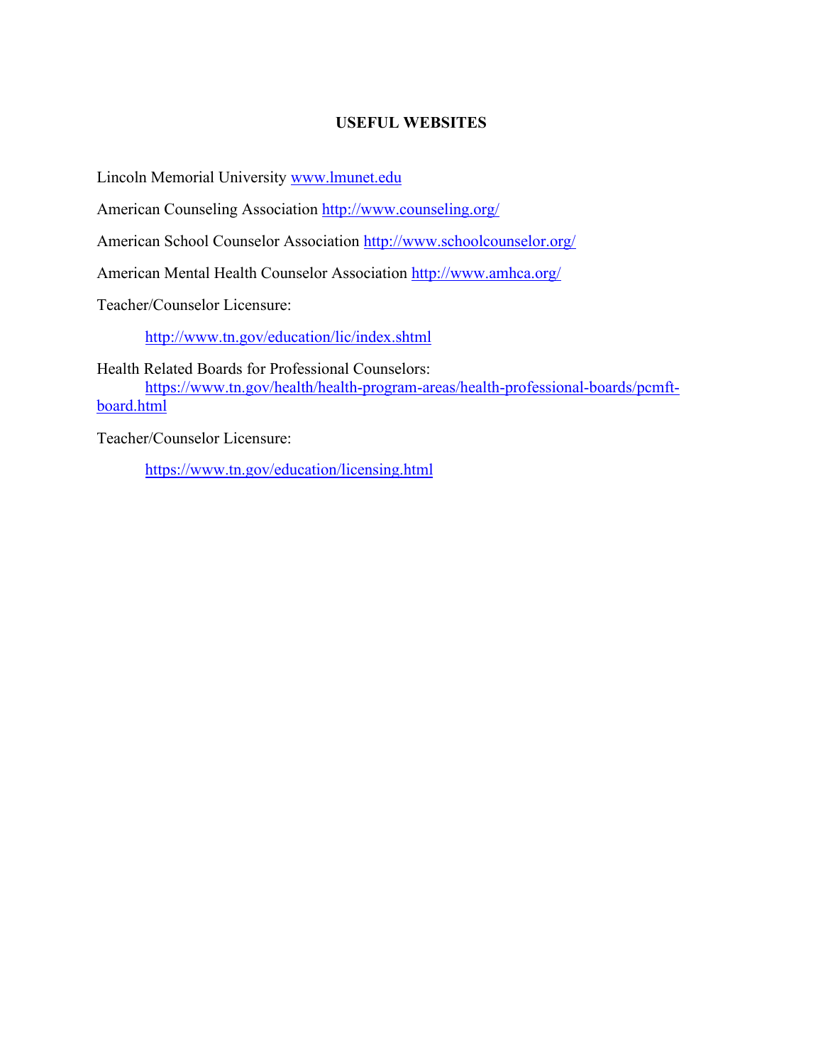## USEFUL WEBSITES

Lincoln Memorial University www.lmunet.edu

American Counseling Association http://www.counseling.org/

American School Counselor Association http://www.schoolcounselor.org/

American Mental Health Counselor Association http://www.amhca.org/

Teacher/Counselor Licensure:

http://www.tn.gov/education/lic/index.shtml

Health Related Boards for Professional Counselors:
https://www.tn.gov/health/health-program-areas/health-professional-boards/pcmft-board.html

Teacher/Counselor Licensure:

https://www.tn.gov/education/licensing.html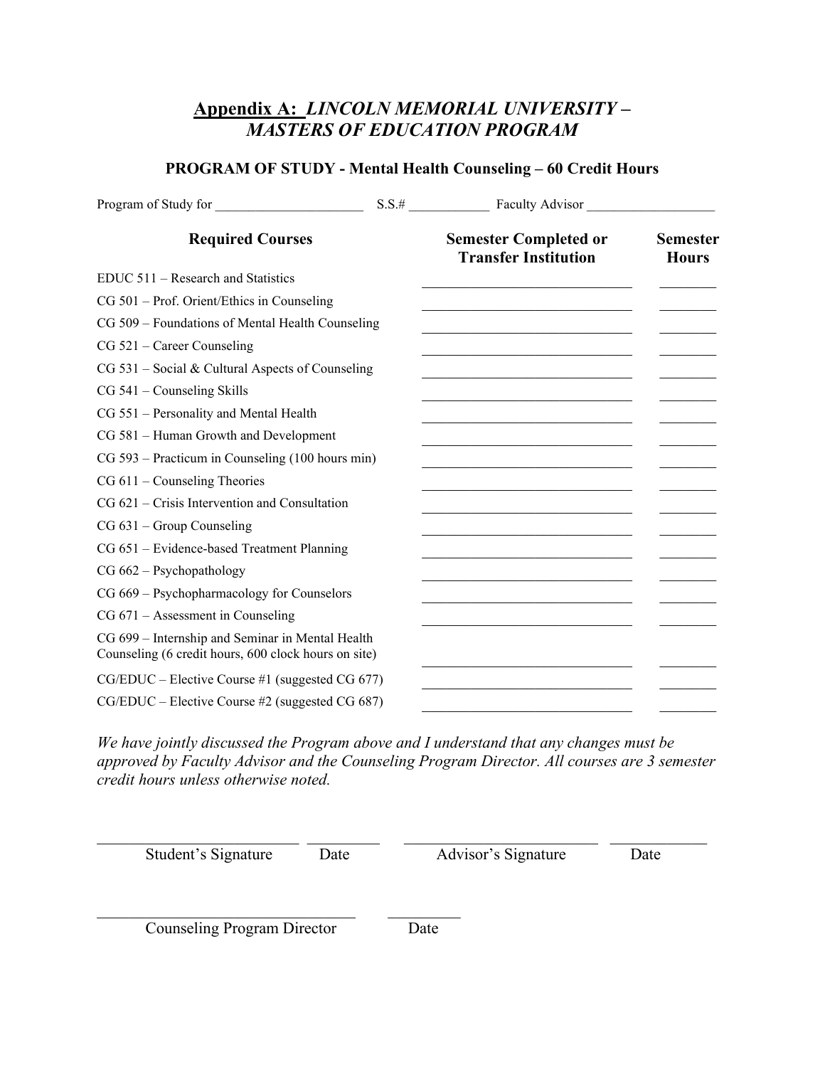# **Appendix A:** *LINCOLN MEMORIAL UNIVERSITY – MASTERS OF EDUCATION PROGRAM*

## PROGRAM OF STUDY - Mental Health Counseling – 60 Credit Hours

Program of Study for ______________________ S.S.# ____________ Faculty Advisor ___________________

| Required Courses | Semester Completed or Transfer Institution | Semester Hours |
|---|---|---|
| EDUC 511 – Research and Statistics | ______________________________ | ________ |
| CG 501 – Prof. Orient/Ethics in Counseling | ______________________________ | ________ |
| CG 509 – Foundations of Mental Health Counseling | ______________________________ | ________ |
| CG 521 – Career Counseling | ______________________________ | ________ |
| CG 531 – Social & Cultural Aspects of Counseling | ______________________________ | ________ |
| CG 541 – Counseling Skills | ______________________________ | ________ |
| CG 551 – Personality and Mental Health | ______________________________ | ________ |
| CG 581 – Human Growth and Development | ______________________________ | ________ |
| CG 593 – Practicum in Counseling (100 hours min) | ______________________________ | ________ |
| CG 611 – Counseling Theories | ______________________________ | ________ |
| CG 621 – Crisis Intervention and Consultation | ______________________________ | ________ |
| CG 631 – Group Counseling | ______________________________ | ________ |
| CG 651 – Evidence-based Treatment Planning | ______________________________ | ________ |
| CG 662 – Psychopathology | ______________________________ | ________ |
| CG 669 – Psychopharmacology for Counselors | ______________________________ | ________ |
| CG 671 – Assessment in Counseling | ______________________________ | ________ |
| CG 699 – Internship and Seminar in Mental Health Counseling (6 credit hours, 600 clock hours on site) | ______________________________ | ________ |
| CG/EDUC – Elective Course #1 (suggested CG 677) | ______________________________ | ________ |
| CG/EDUC – Elective Course #2 (suggested CG 687) | ______________________________ | ________ |

*We have jointly discussed the Program above and I understand that any changes must be approved by Faculty Advisor and the Counseling Program Director. All courses are 3 semester credit hours unless otherwise noted.*

_________________________ __________ _________________________ __________

Student's Signature Date Advisor's Signature Date

_________________________________ __________

Counseling Program Director Date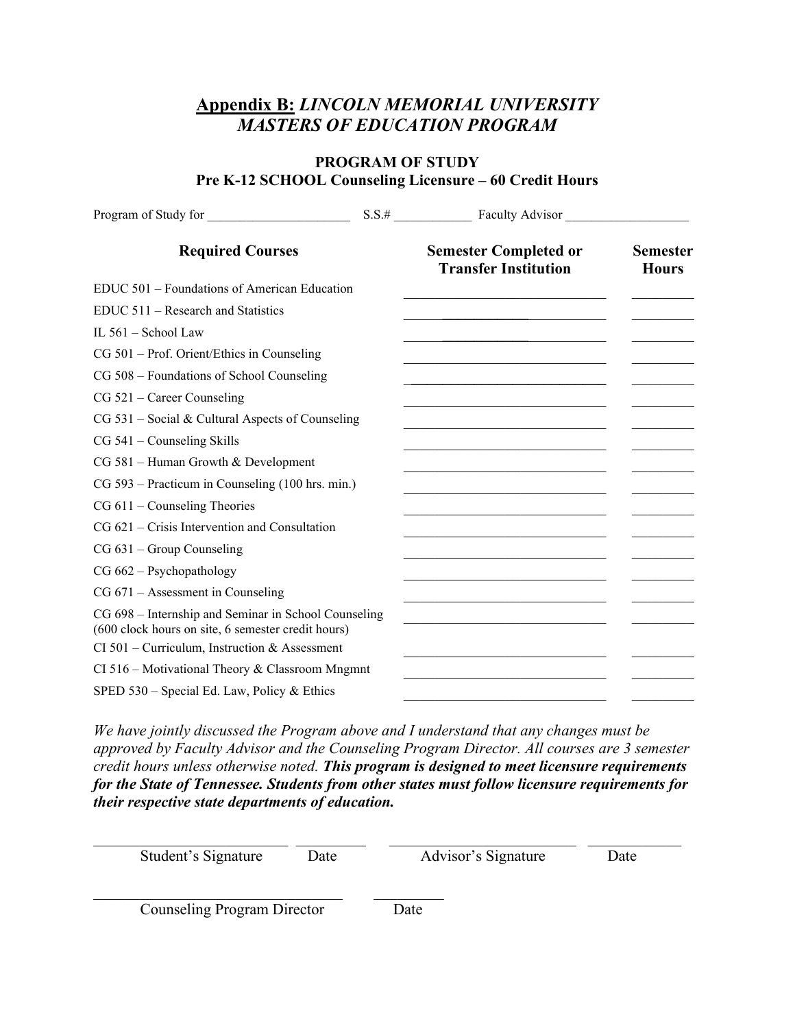## **Appendix B:** *LINCOLN MEMORIAL UNIVERSITY MASTERS OF EDUCATION PROGRAM*

### PROGRAM OF STUDY
### Pre K-12 SCHOOL Counseling Licensure – 60 Credit Hours

Program of Study for ______________________ S.S.# ____________ Faculty Advisor ___________________

| Required Courses | Semester Completed or Transfer Institution | Semester Hours |
|---|---|---|
| EDUC 501 – Foundations of American Education | | |
| EDUC 511 – Research and Statistics | | |
| IL 561 – School Law | | |
| CG 501 – Prof. Orient/Ethics in Counseling | | |
| CG 508 – Foundations of School Counseling | | |
| CG 521 – Career Counseling | | |
| CG 531 – Social & Cultural Aspects of Counseling | | |
| CG 541 – Counseling Skills | | |
| CG 581 – Human Growth & Development | | |
| CG 593 – Practicum in Counseling (100 hrs. min.) | | |
| CG 611 – Counseling Theories | | |
| CG 621 – Crisis Intervention and Consultation | | |
| CG 631 – Group Counseling | | |
| CG 662 – Psychopathology | | |
| CG 671 – Assessment in Counseling | | |
| CG 698 – Internship and Seminar in School Counseling (600 clock hours on site, 6 semester credit hours) | | |
| CI 501 – Curriculum, Instruction & Assessment | | |
| CI 516 – Motivational Theory & Classroom Mngmnt | | |
| SPED 530 – Special Ed. Law, Policy & Ethics | | |

*We have jointly discussed the Program above and I understand that any changes must be approved by Faculty Advisor and the Counseling Program Director. All courses are 3 semester credit hours unless otherwise noted.* ***This program is designed to meet licensure requirements for the State of Tennessee. Students from other states must follow licensure requirements for their respective state departments of education.***

_________________________ __________ _________________________ __________
Student's Signature Date Advisor's Signature Date

_____________________________ __________
Counseling Program Director Date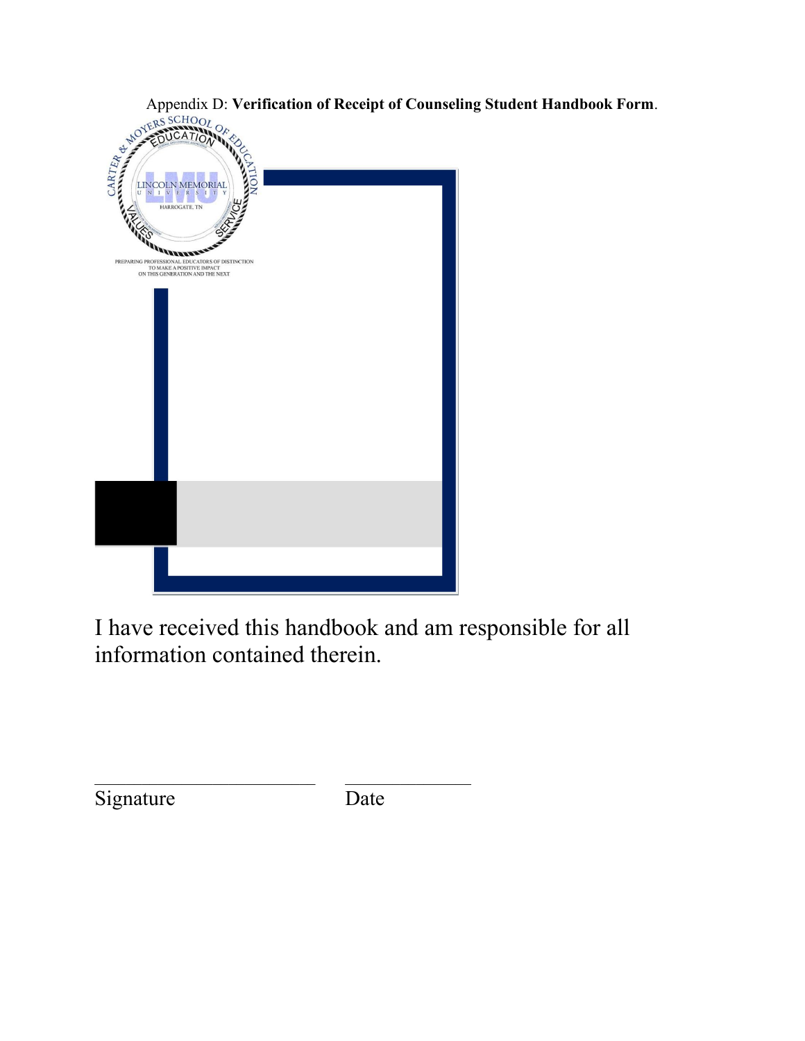Appendix D: **Verification of Receipt of Counseling Student Handbook Form**.

I have received this handbook and am responsible for all information contained therein.

\_\_\_\_\_\_\_\_\_\_\_\_\_\_\_\_\_\_\_\_\_\_\_\_\_\_ \_\_\_\_\_\_\_\_\_\_\_\_\_\_\_

Signature Date